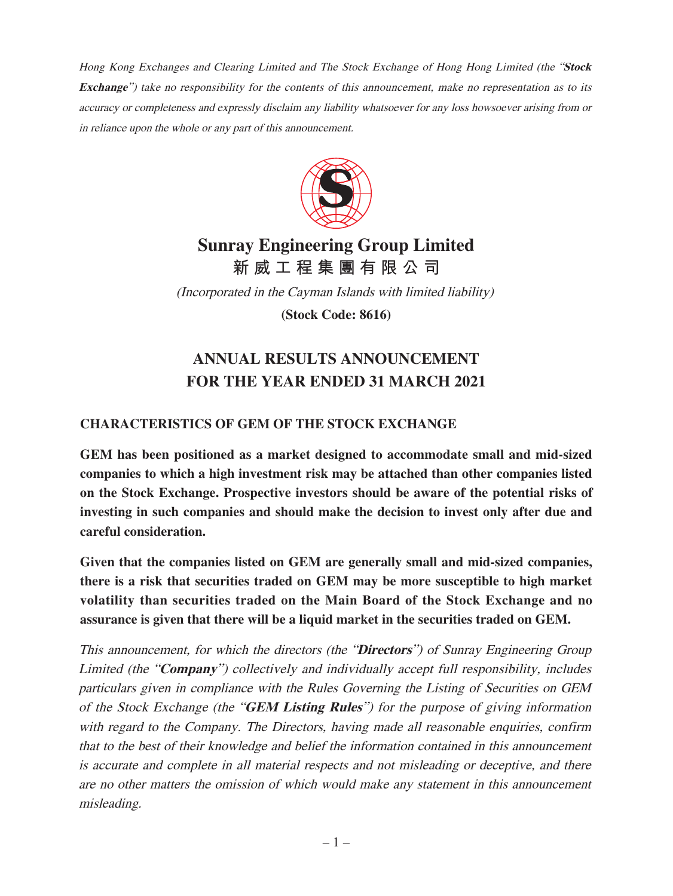*Hong Kong Exchanges and Clearing Limited and The Stock Exchange of Hong Hong Limited (the "**Stock Exchange**") take no responsibility for the contents of this announcement, make no representation as to its accuracy or completeness and expressly disclaim any liability whatsoever for any loss howsoever arising from or in reliance upon the whole or any part of this announcement.*

# Sunray Engineering Group Limited
# 新威工程集團有限公司

*(Incorporated in the Cayman Islands with limited liability)*

**(Stock Code: 8616)**

## ANNUAL RESULTS ANNOUNCEMENT FOR THE YEAR ENDED 31 MARCH 2021

### CHARACTERISTICS OF GEM OF THE STOCK EXCHANGE

**GEM has been positioned as a market designed to accommodate small and mid-sized companies to which a high investment risk may be attached than other companies listed on the Stock Exchange. Prospective investors should be aware of the potential risks of investing in such companies and should make the decision to invest only after due and careful consideration.**

**Given that the companies listed on GEM are generally small and mid-sized companies, there is a risk that securities traded on GEM may be more susceptible to high market volatility than securities traded on the Main Board of the Stock Exchange and no assurance is given that there will be a liquid market in the securities traded on GEM.**

*This announcement, for which the directors (the "**Directors**") of Sunray Engineering Group Limited (the "**Company**") collectively and individually accept full responsibility, includes particulars given in compliance with the Rules Governing the Listing of Securities on GEM of the Stock Exchange (the "**GEM Listing Rules**") for the purpose of giving information with regard to the Company. The Directors, having made all reasonable enquiries, confirm that to the best of their knowledge and belief the information contained in this announcement is accurate and complete in all material respects and not misleading or deceptive, and there are no other matters the omission of which would make any statement in this announcement misleading.*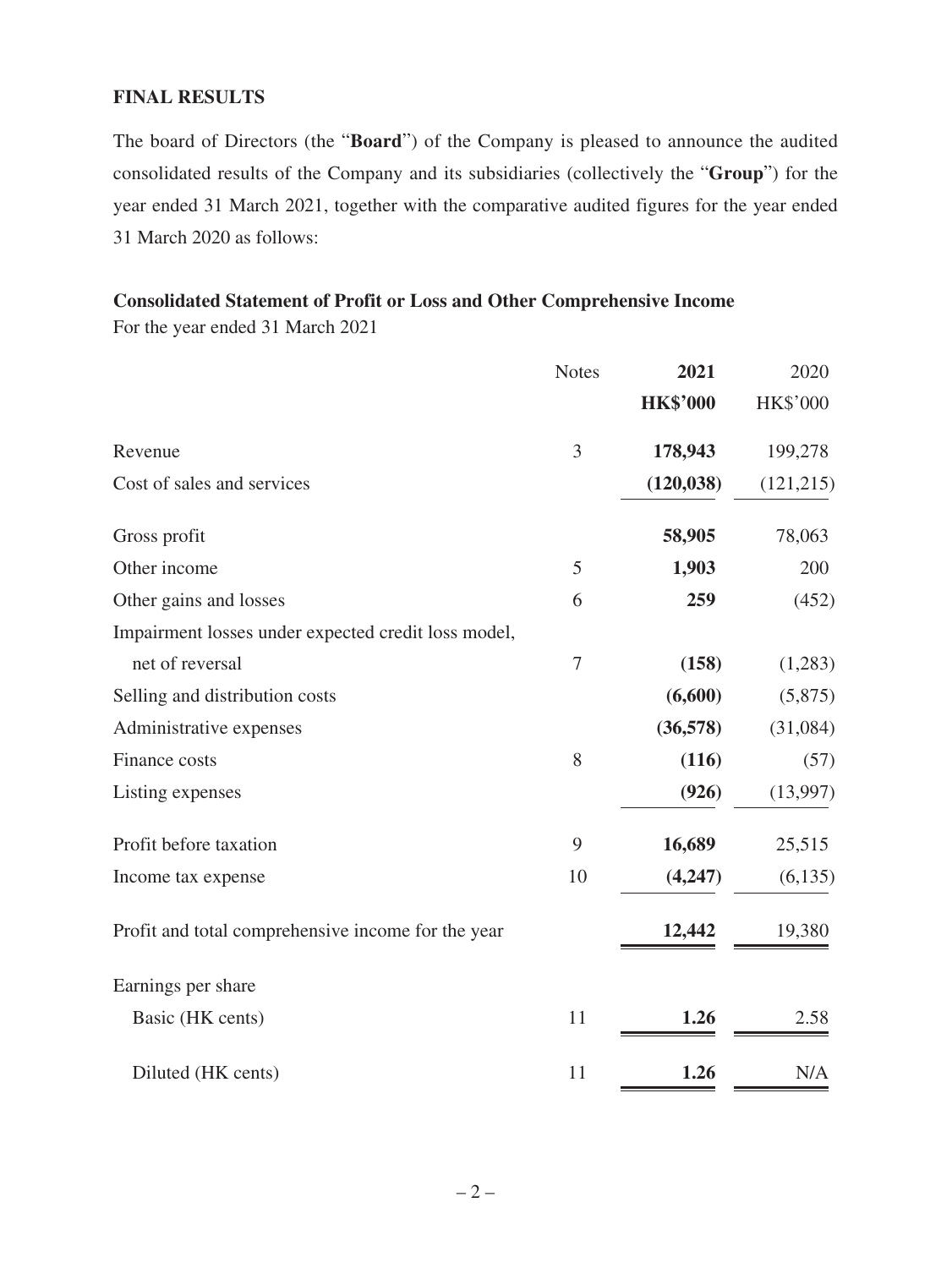## FINAL RESULTS

The board of Directors (the "**Board**") of the Company is pleased to announce the audited consolidated results of the Company and its subsidiaries (collectively the "**Group**") for the year ended 31 March 2021, together with the comparative audited figures for the year ended 31 March 2020 as follows:

### Consolidated Statement of Profit or Loss and Other Comprehensive Income

For the year ended 31 March 2021

| | Notes | **2021** | 2020 |
|---|---|---|---|
| | | **HK$'000** | HK$'000 |
| Revenue | 3 | **178,943** | 199,278 |
| Cost of sales and services | | **(120,038)** | (121,215) |
| Gross profit | | **58,905** | 78,063 |
| Other income | 5 | **1,903** | 200 |
| Other gains and losses | 6 | **259** | (452) |
| Impairment losses under expected credit loss model, net of reversal | 7 | **(158)** | (1,283) |
| Selling and distribution costs | | **(6,600)** | (5,875) |
| Administrative expenses | | **(36,578)** | (31,084) |
| Finance costs | 8 | **(116)** | (57) |
| Listing expenses | | **(926)** | (13,997) |
| Profit before taxation | 9 | **16,689** | 25,515 |
| Income tax expense | 10 | **(4,247)** | (6,135) |
| Profit and total comprehensive income for the year | | **12,442** | 19,380 |
| Earnings per share | | | |
| Basic (HK cents) | 11 | **1.26** | 2.58 |
| Diluted (HK cents) | 11 | **1.26** | N/A |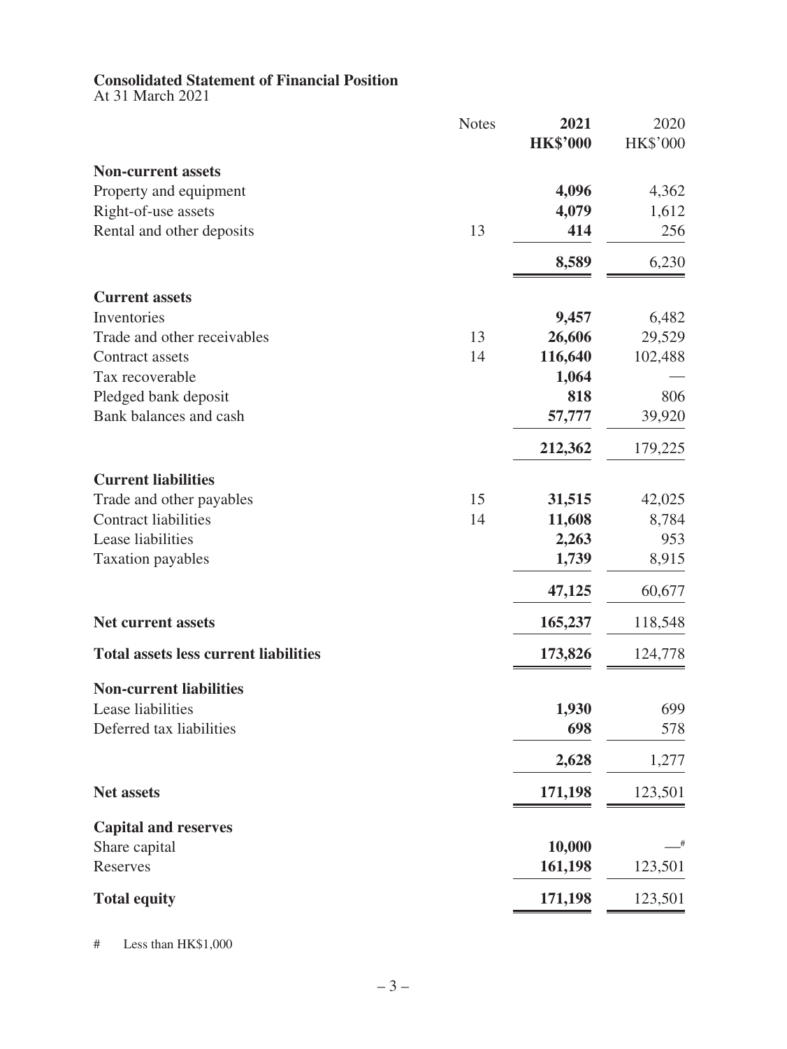**Consolidated Statement of Financial Position**
At 31 March 2021

| | Notes | **2021** **HK$'000** | 2020 HK$'000 |
|---|---|---|---|
| **Non-current assets** | | | |
| Property and equipment | | **4,096** | 4,362 |
| Right-of-use assets | | **4,079** | 1,612 |
| Rental and other deposits | 13 | **414** | 256 |
| | | **8,589** | 6,230 |
| **Current assets** | | | |
| Inventories | | **9,457** | 6,482 |
| Trade and other receivables | 13 | **26,606** | 29,529 |
| Contract assets | 14 | **116,640** | 102,488 |
| Tax recoverable | | **1,064** | — |
| Pledged bank deposit | | **818** | 806 |
| Bank balances and cash | | **57,777** | 39,920 |
| | | **212,362** | 179,225 |
| **Current liabilities** | | | |
| Trade and other payables | 15 | **31,515** | 42,025 |
| Contract liabilities | 14 | **11,608** | 8,784 |
| Lease liabilities | | **2,263** | 953 |
| Taxation payables | | **1,739** | 8,915 |
| | | **47,125** | 60,677 |
| **Net current assets** | | **165,237** | 118,548 |
| **Total assets less current liabilities** | | **173,826** | 124,778 |
| **Non-current liabilities** | | | |
| Lease liabilities | | **1,930** | 699 |
| Deferred tax liabilities | | **698** | 578 |
| | | **2,628** | 1,277 |
| **Net assets** | | **171,198** | 123,501 |
| **Capital and reserves** | | | |
| Share capital | | **10,000** | —# |
| Reserves | | **161,198** | 123,501 |
| **Total equity** | | **171,198** | 123,501 |

# Less than HK$1,000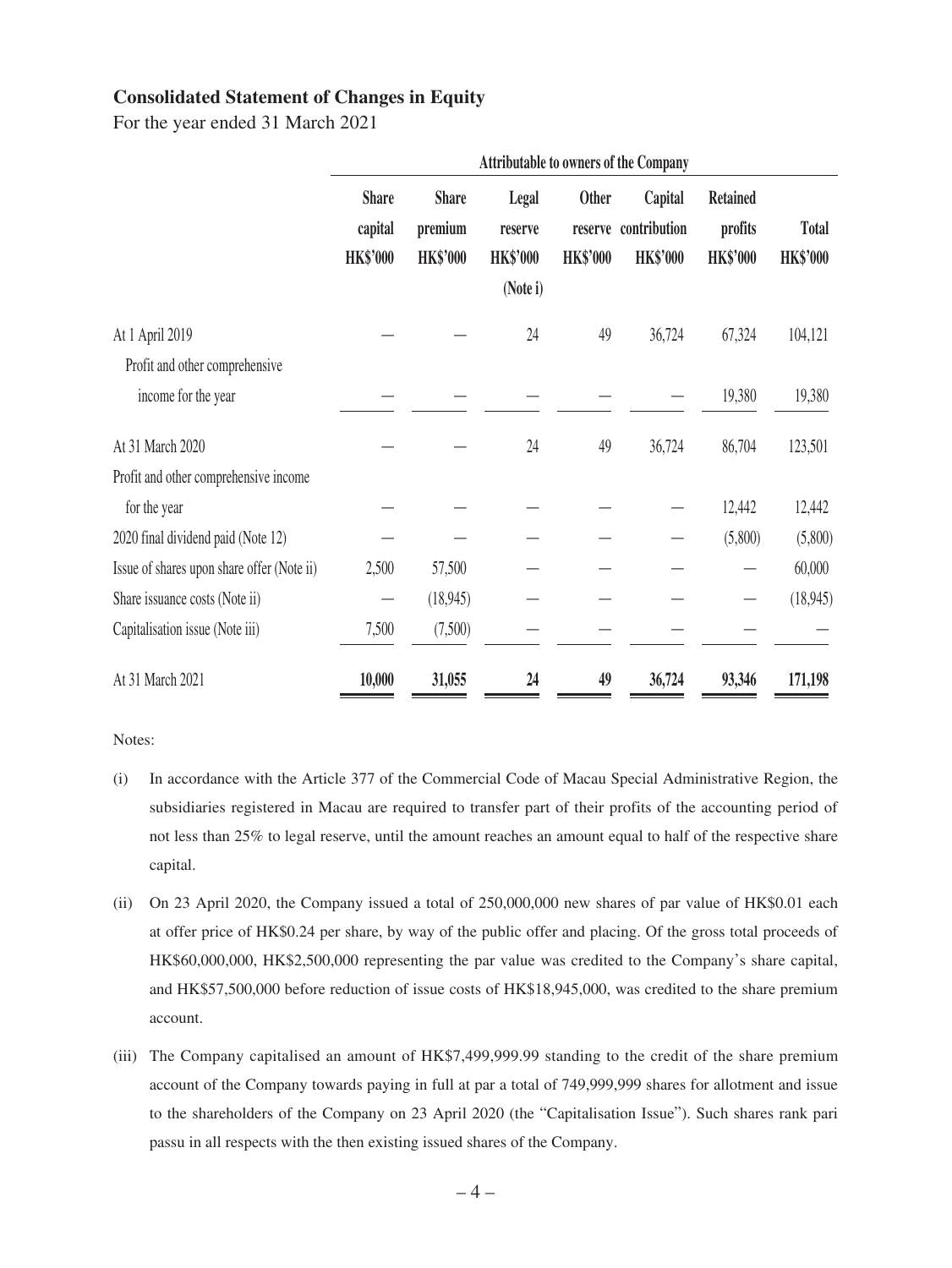## Consolidated Statement of Changes in Equity

For the year ended 31 March 2021

| | Attributable to owners of the Company | | | | | | |
|---|---|---|---|---|---|---|---|
| | Share capital HK$'000 | Share premium HK$'000 | Legal reserve HK$'000 (Note i) | Other reserve HK$'000 | Capital contribution HK$'000 | Retained profits HK$'000 | Total HK$'000 |
| At 1 April 2019 | — | — | 24 | 49 | 36,724 | 67,324 | 104,121 |
| Profit and other comprehensive income for the year | — | — | — | — | — | 19,380 | 19,380 |
| At 31 March 2020 | — | — | 24 | 49 | 36,724 | 86,704 | 123,501 |
| Profit and other comprehensive income for the year | — | — | — | — | — | 12,442 | 12,442 |
| 2020 final dividend paid (Note 12) | — | — | — | — | — | (5,800) | (5,800) |
| Issue of shares upon share offer (Note ii) | 2,500 | 57,500 | — | — | — | — | 60,000 |
| Share issuance costs (Note ii) | — | (18,945) | — | — | — | — | (18,945) |
| Capitalisation issue (Note iii) | 7,500 | (7,500) | — | — | — | — | — |
| At 31 March 2021 | **10,000** | **31,055** | **24** | **49** | **36,724** | **93,346** | **171,198** |

Notes:

(i) In accordance with the Article 377 of the Commercial Code of Macau Special Administrative Region, the subsidiaries registered in Macau are required to transfer part of their profits of the accounting period of not less than 25% to legal reserve, until the amount reaches an amount equal to half of the respective share capital.

(ii) On 23 April 2020, the Company issued a total of 250,000,000 new shares of par value of HK$0.01 each at offer price of HK$0.24 per share, by way of the public offer and placing. Of the gross total proceeds of HK$60,000,000, HK$2,500,000 representing the par value was credited to the Company's share capital, and HK$57,500,000 before reduction of issue costs of HK$18,945,000, was credited to the share premium account.

(iii) The Company capitalised an amount of HK$7,499,999.99 standing to the credit of the share premium account of the Company towards paying in full at par a total of 749,999,999 shares for allotment and issue to the shareholders of the Company on 23 April 2020 (the "Capitalisation Issue"). Such shares rank pari passu in all respects with the then existing issued shares of the Company.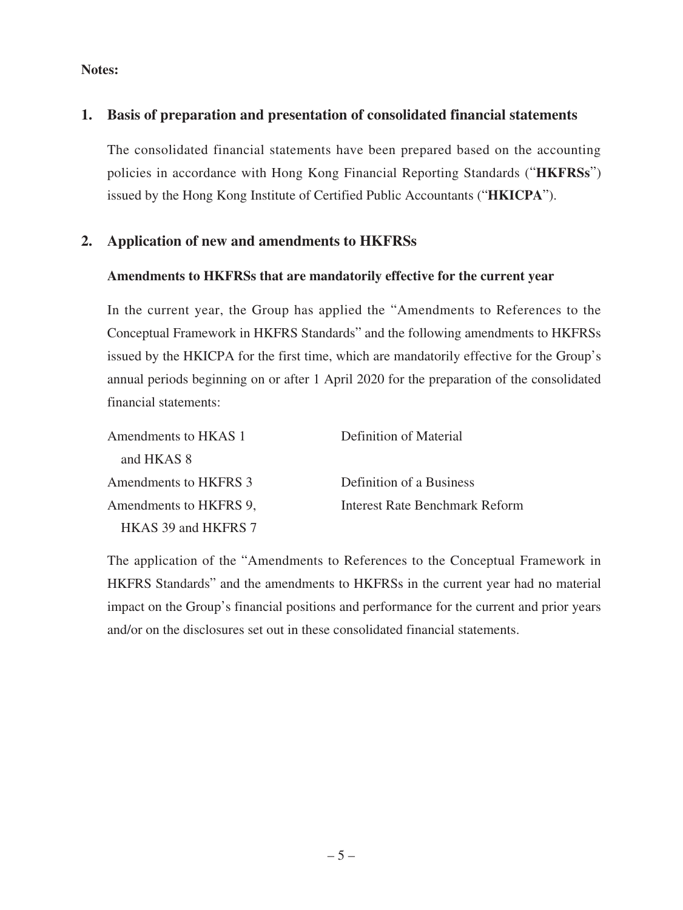**Notes:**

## 1. Basis of preparation and presentation of consolidated financial statements

The consolidated financial statements have been prepared based on the accounting policies in accordance with Hong Kong Financial Reporting Standards ("**HKFRSs**") issued by the Hong Kong Institute of Certified Public Accountants ("**HKICPA**").

## 2. Application of new and amendments to HKFRSs

### Amendments to HKFRSs that are mandatorily effective for the current year

In the current year, the Group has applied the "Amendments to References to the Conceptual Framework in HKFRS Standards" and the following amendments to HKFRSs issued by the HKICPA for the first time, which are mandatorily effective for the Group's annual periods beginning on or after 1 April 2020 for the preparation of the consolidated financial statements:

| | |
|---|---|
| Amendments to HKAS 1 and HKAS 8 | Definition of Material |
| Amendments to HKFRS 3 | Definition of a Business |
| Amendments to HKFRS 9, HKAS 39 and HKFRS 7 | Interest Rate Benchmark Reform |

The application of the "Amendments to References to the Conceptual Framework in HKFRS Standards" and the amendments to HKFRSs in the current year had no material impact on the Group's financial positions and performance for the current and prior years and/or on the disclosures set out in these consolidated financial statements.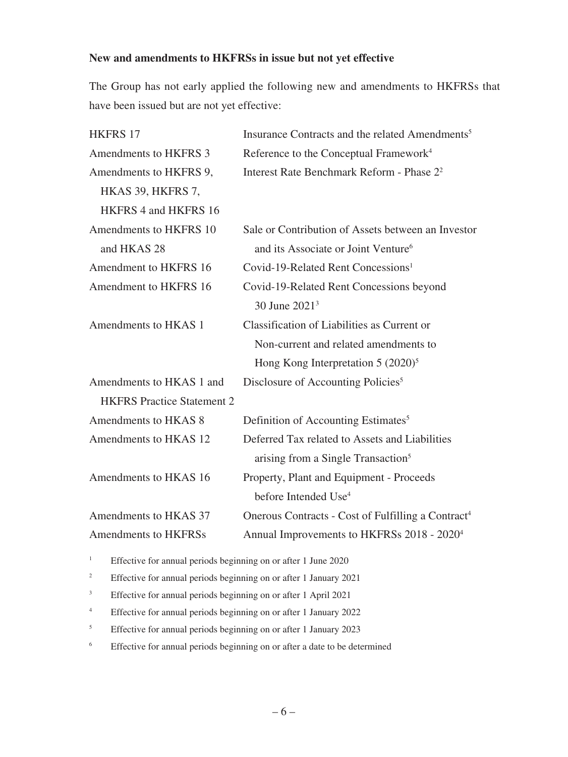**New and amendments to HKFRSs in issue but not yet effective**

The Group has not early applied the following new and amendments to HKFRSs that have been issued but are not yet effective:

| | |
|---|---|
| HKFRS 17 | Insurance Contracts and the related Amendments[5] |
| Amendments to HKFRS 3 | Reference to the Conceptual Framework[4] |
| Amendments to HKFRS 9, HKAS 39, HKFRS 7, HKFRS 4 and HKFRS 16 | Interest Rate Benchmark Reform - Phase 2[2] |
| Amendments to HKFRS 10 and HKAS 28 | Sale or Contribution of Assets between an Investor and its Associate or Joint Venture[6] |
| Amendment to HKFRS 16 | Covid-19-Related Rent Concessions[1] |
| Amendment to HKFRS 16 | Covid-19-Related Rent Concessions beyond 30 June 2021[3] |
| Amendments to HKAS 1 | Classification of Liabilities as Current or Non-current and related amendments to Hong Kong Interpretation 5 (2020)[5] |
| Amendments to HKAS 1 and HKFRS Practice Statement 2 | Disclosure of Accounting Policies[5] |
| Amendments to HKAS 8 | Definition of Accounting Estimates[5] |
| Amendments to HKAS 12 | Deferred Tax related to Assets and Liabilities arising from a Single Transaction[5] |
| Amendments to HKAS 16 | Property, Plant and Equipment - Proceeds before Intended Use[4] |
| Amendments to HKAS 37 | Onerous Contracts - Cost of Fulfilling a Contract[4] |
| Amendments to HKFRSs | Annual Improvements to HKFRSs 2018 - 2020[4] |

[1] Effective for annual periods beginning on or after 1 June 2020

[2] Effective for annual periods beginning on or after 1 January 2021

[3] Effective for annual periods beginning on or after 1 April 2021

[4] Effective for annual periods beginning on or after 1 January 2022

[5] Effective for annual periods beginning on or after 1 January 2023

[6] Effective for annual periods beginning on or after a date to be determined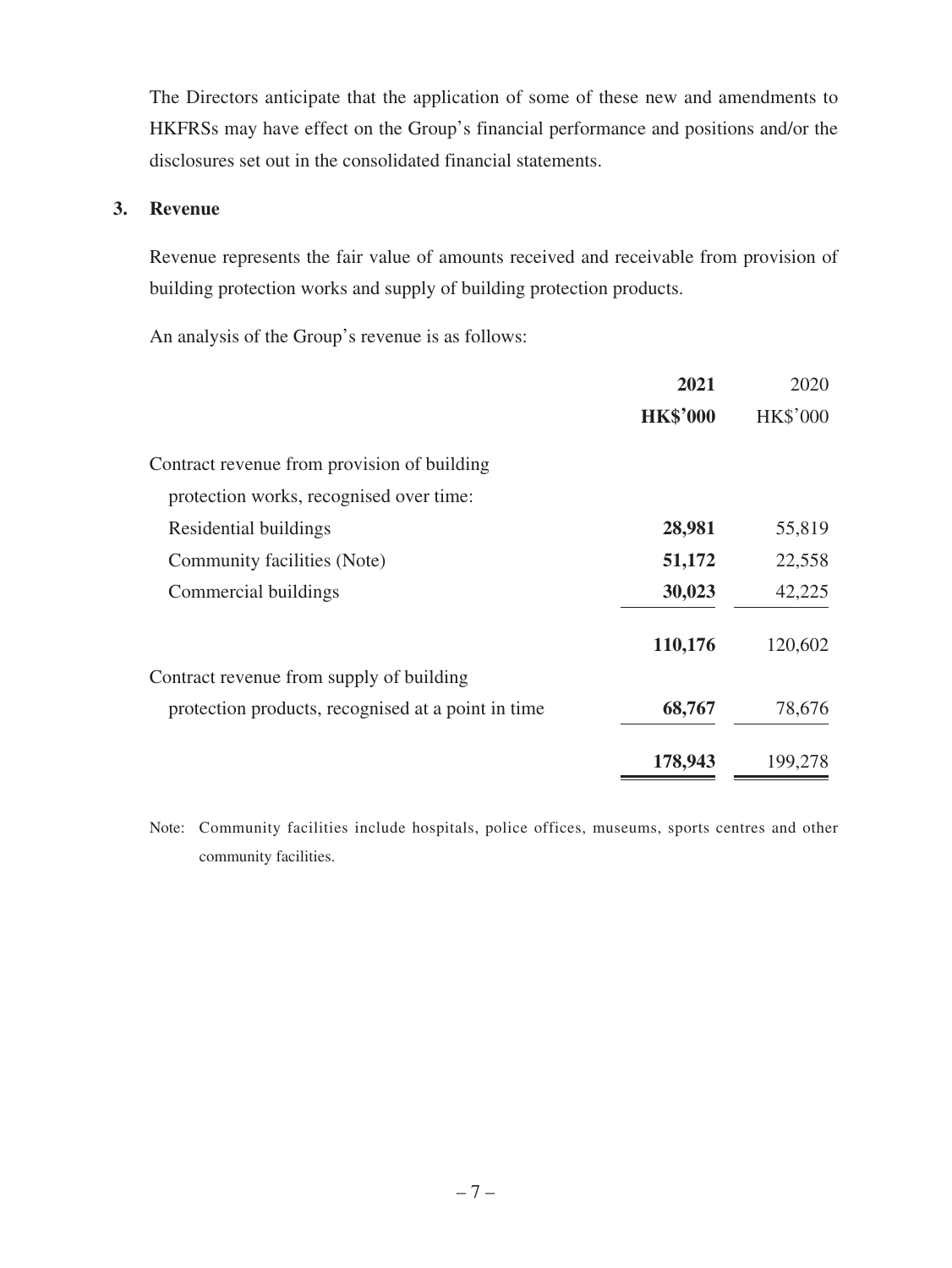The Directors anticipate that the application of some of these new and amendments to HKFRSs may have effect on the Group's financial performance and positions and/or the disclosures set out in the consolidated financial statements.

## 3. Revenue

Revenue represents the fair value of amounts received and receivable from provision of building protection works and supply of building protection products.

An analysis of the Group's revenue is as follows:

| | **2021** | 2020 |
|---|---|---|
| | **HK$'000** | HK$'000 |
| Contract revenue from provision of building protection works, recognised over time: | | |
| Residential buildings | **28,981** | 55,819 |
| Community facilities (Note) | **51,172** | 22,558 |
| Commercial buildings | **30,023** | 42,225 |
| | **110,176** | 120,602 |
| Contract revenue from supply of building protection products, recognised at a point in time | **68,767** | 78,676 |
| | **178,943** | 199,278 |

Note: Community facilities include hospitals, police offices, museums, sports centres and other community facilities.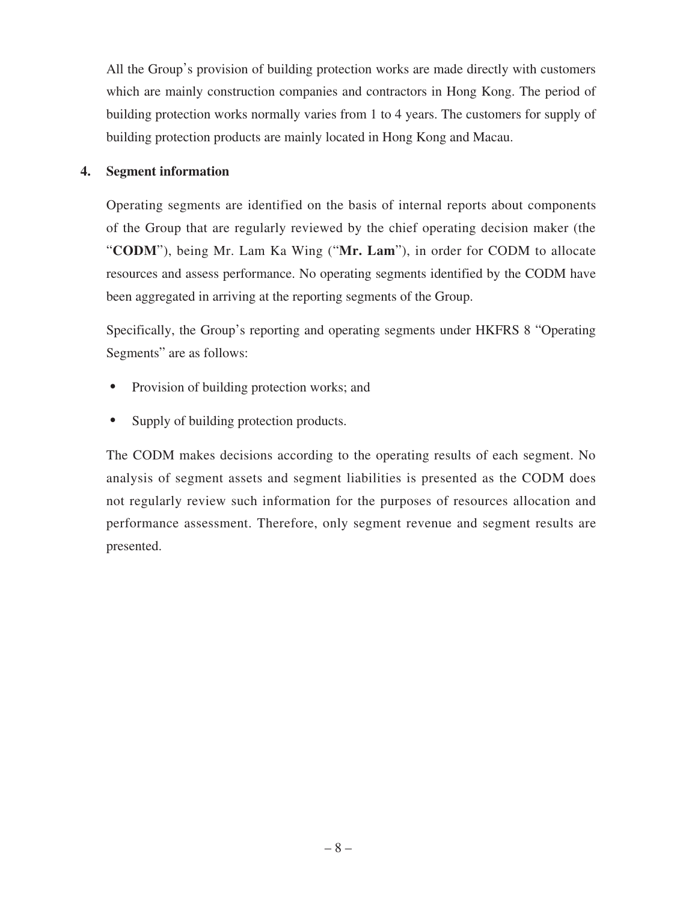All the Group's provision of building protection works are made directly with customers which are mainly construction companies and contractors in Hong Kong. The period of building protection works normally varies from 1 to 4 years. The customers for supply of building protection products are mainly located in Hong Kong and Macau.

## 4. Segment information

Operating segments are identified on the basis of internal reports about components of the Group that are regularly reviewed by the chief operating decision maker (the "**CODM**"), being Mr. Lam Ka Wing ("**Mr. Lam**"), in order for CODM to allocate resources and assess performance. No operating segments identified by the CODM have been aggregated in arriving at the reporting segments of the Group.

Specifically, the Group's reporting and operating segments under HKFRS 8 "Operating Segments" are as follows:

- Provision of building protection works; and
- Supply of building protection products.

The CODM makes decisions according to the operating results of each segment. No analysis of segment assets and segment liabilities is presented as the CODM does not regularly review such information for the purposes of resources allocation and performance assessment. Therefore, only segment revenue and segment results are presented.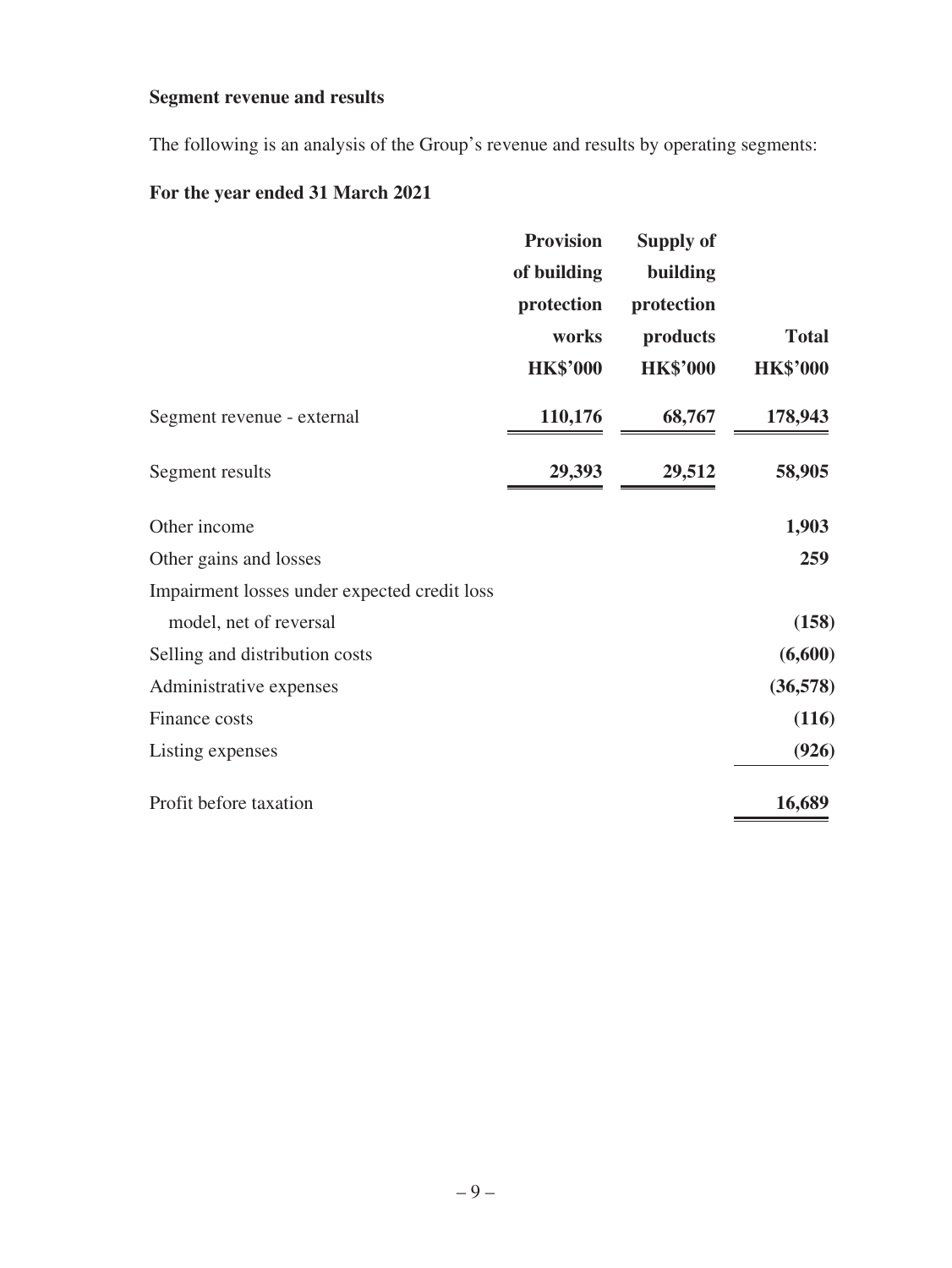**Segment revenue and results**

The following is an analysis of the Group's revenue and results by operating segments:

**For the year ended 31 March 2021**

| | Provision of building protection works HK$'000 | Supply of building protection products HK$'000 | Total HK$'000 |
|---|---|---|---|
| Segment revenue - external | 110,176 | 68,767 | 178,943 |
| Segment results | 29,393 | 29,512 | 58,905 |
| Other income | | | 1,903 |
| Other gains and losses | | | 259 |
| Impairment losses under expected credit loss model, net of reversal | | | (158) |
| Selling and distribution costs | | | (6,600) |
| Administrative expenses | | | (36,578) |
| Finance costs | | | (116) |
| Listing expenses | | | (926) |
| Profit before taxation | | | 16,689 |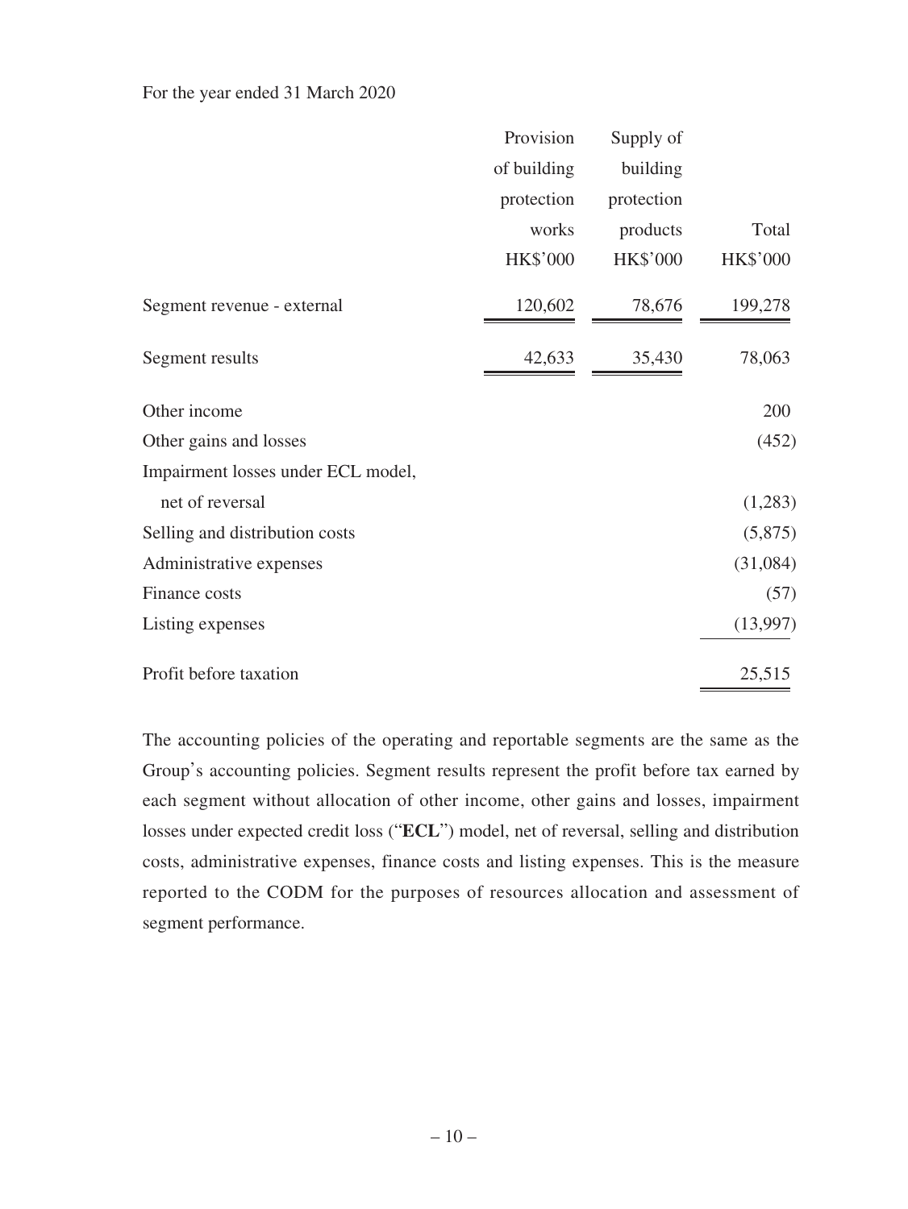For the year ended 31 March 2020

| | Provision of building protection works | Supply of building protection products | Total |
|---|---|---|---|
| | HK$'000 | HK$'000 | HK$'000 |
| Segment revenue - external | 120,602 | 78,676 | 199,278 |
| Segment results | 42,633 | 35,430 | 78,063 |
| Other income | | | 200 |
| Other gains and losses | | | (452) |
| Impairment losses under ECL model, net of reversal | | | (1,283) |
| Selling and distribution costs | | | (5,875) |
| Administrative expenses | | | (31,084) |
| Finance costs | | | (57) |
| Listing expenses | | | (13,997) |
| Profit before taxation | | | 25,515 |

The accounting policies of the operating and reportable segments are the same as the Group's accounting policies. Segment results represent the profit before tax earned by each segment without allocation of other income, other gains and losses, impairment losses under expected credit loss ("**ECL**") model, net of reversal, selling and distribution costs, administrative expenses, finance costs and listing expenses. This is the measure reported to the CODM for the purposes of resources allocation and assessment of segment performance.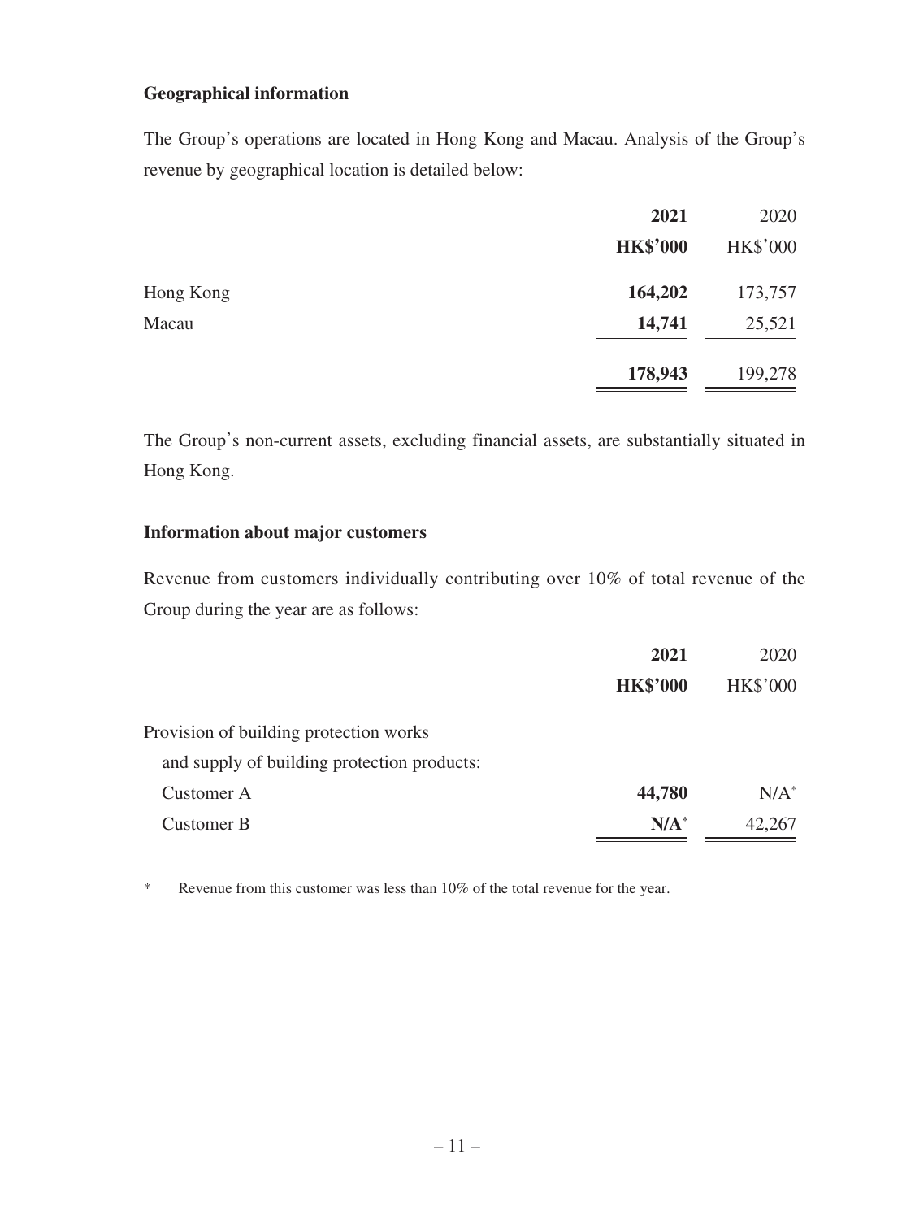**Geographical information**

The Group's operations are located in Hong Kong and Macau. Analysis of the Group's revenue by geographical location is detailed below:

| | 2021 | 2020 |
|---|---|---|
| | HK$'000 | HK$'000 |
| Hong Kong | 164,202 | 173,757 |
| Macau | 14,741 | 25,521 |
| | 178,943 | 199,278 |

The Group's non-current assets, excluding financial assets, are substantially situated in Hong Kong.

**Information about major customers**

Revenue from customers individually contributing over 10% of total revenue of the Group during the year are as follows:

| | 2021 | 2020 |
|---|---|---|
| | HK$'000 | HK$'000 |
| Provision of building protection works and supply of building protection products: | | |
| Customer A | 44,780 | N/A* |
| Customer B | N/A* | 42,267 |

\* Revenue from this customer was less than 10% of the total revenue for the year.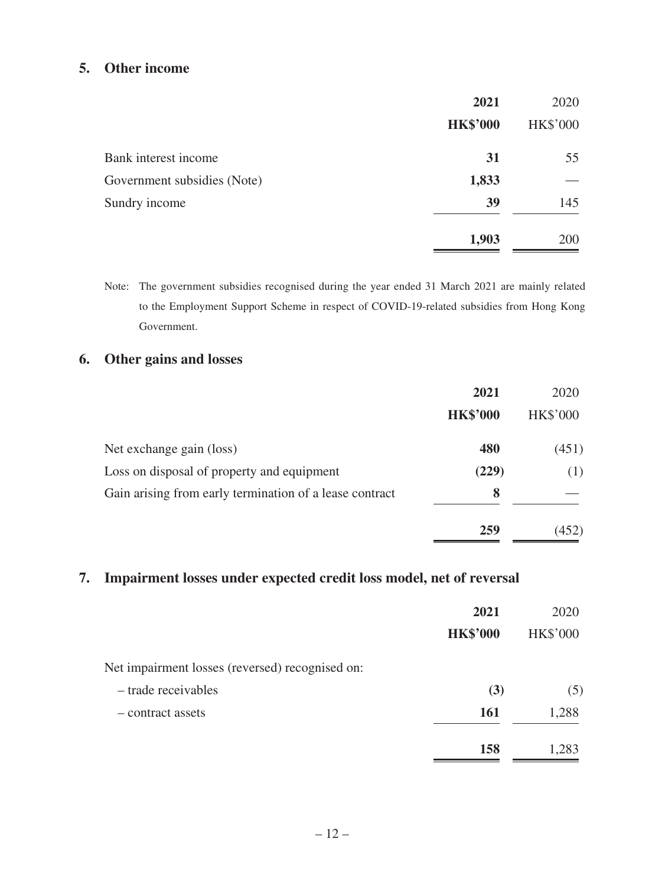## 5. Other income

| | **2021** | 2020 |
|---|---|---|
| | **HK$'000** | HK$'000 |
| Bank interest income | **31** | 55 |
| Government subsidies (Note) | **1,833** | — |
| Sundry income | **39** | 145 |
| | **1,903** | 200 |

Note: The government subsidies recognised during the year ended 31 March 2021 are mainly related to the Employment Support Scheme in respect of COVID-19-related subsidies from Hong Kong Government.

## 6. Other gains and losses

| | **2021** | 2020 |
|---|---|---|
| | **HK$'000** | HK$'000 |
| Net exchange gain (loss) | **480** | (451) |
| Loss on disposal of property and equipment | **(229)** | (1) |
| Gain arising from early termination of a lease contract | **8** | — |
| | **259** | (452) |

## 7. Impairment losses under expected credit loss model, net of reversal

| | **2021** | 2020 |
|---|---|---|
| | **HK$'000** | HK$'000 |
| Net impairment losses (reversed) recognised on: | | |
| – trade receivables | **(3)** | (5) |
| – contract assets | **161** | 1,288 |
| | **158** | 1,283 |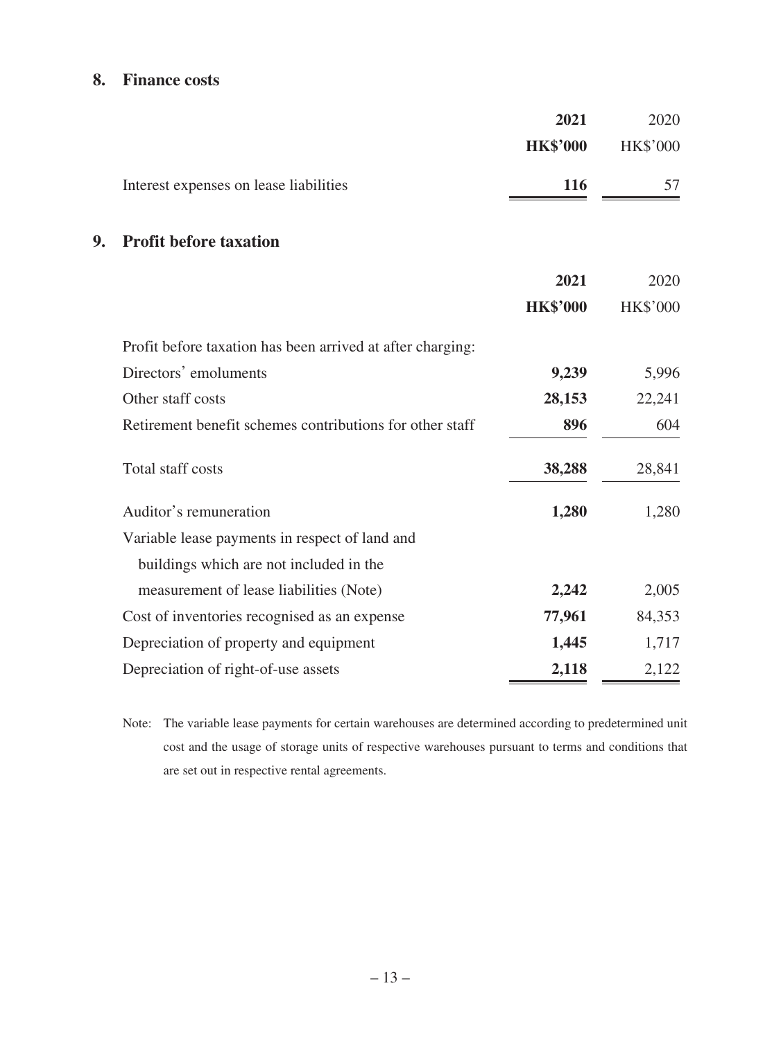## 8. Finance costs

| | **2021** | 2020 |
|---|---|---|
| | **HK$'000** | HK$'000 |
| Interest expenses on lease liabilities | **116** | 57 |

## 9. Profit before taxation

| | **2021** | 2020 |
|---|---|---|
| | **HK$'000** | HK$'000 |
| Profit before taxation has been arrived at after charging: | | |
| Directors' emoluments | **9,239** | 5,996 |
| Other staff costs | **28,153** | 22,241 |
| Retirement benefit schemes contributions for other staff | **896** | 604 |
| Total staff costs | **38,288** | 28,841 |
| Auditor's remuneration | **1,280** | 1,280 |
| Variable lease payments in respect of land and buildings which are not included in the measurement of lease liabilities (Note) | **2,242** | 2,005 |
| Cost of inventories recognised as an expense | **77,961** | 84,353 |
| Depreciation of property and equipment | **1,445** | 1,717 |
| Depreciation of right-of-use assets | **2,118** | 2,122 |

Note: The variable lease payments for certain warehouses are determined according to predetermined unit cost and the usage of storage units of respective warehouses pursuant to terms and conditions that are set out in respective rental agreements.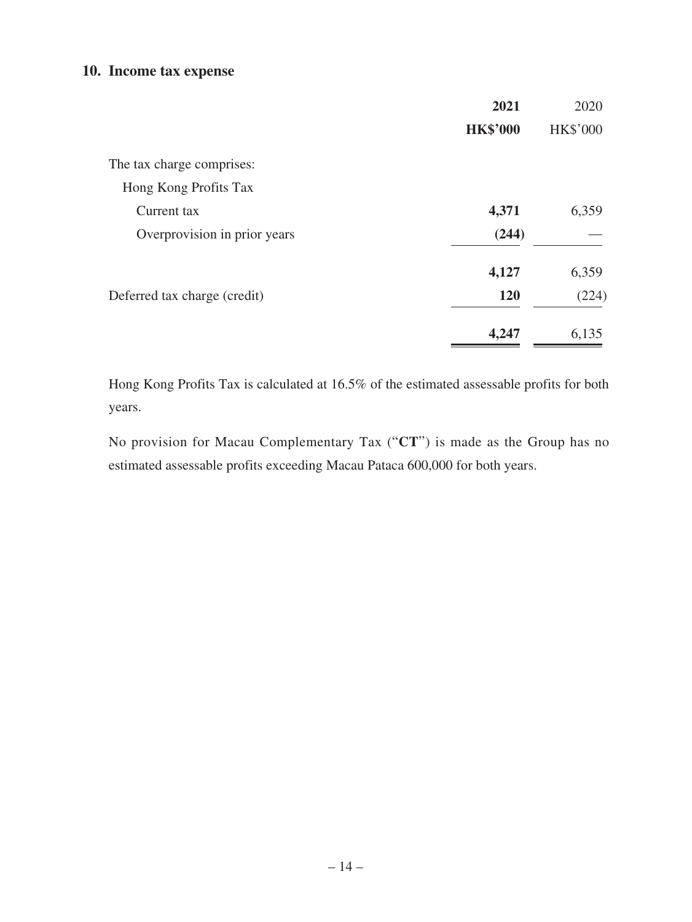## 10. Income tax expense

| | **2021** | 2020 |
|---|---|---|
| | **HK$'000** | HK$'000 |
| The tax charge comprises: | | |
| Hong Kong Profits Tax | | |
| Current tax | **4,371** | 6,359 |
| Overprovision in prior years | **(244)** | — |
| | **4,127** | 6,359 |
| Deferred tax charge (credit) | **120** | (224) |
| | **4,247** | 6,135 |

Hong Kong Profits Tax is calculated at 16.5% of the estimated assessable profits for both years.

No provision for Macau Complementary Tax ("**CT**") is made as the Group has no estimated assessable profits exceeding Macau Pataca 600,000 for both years.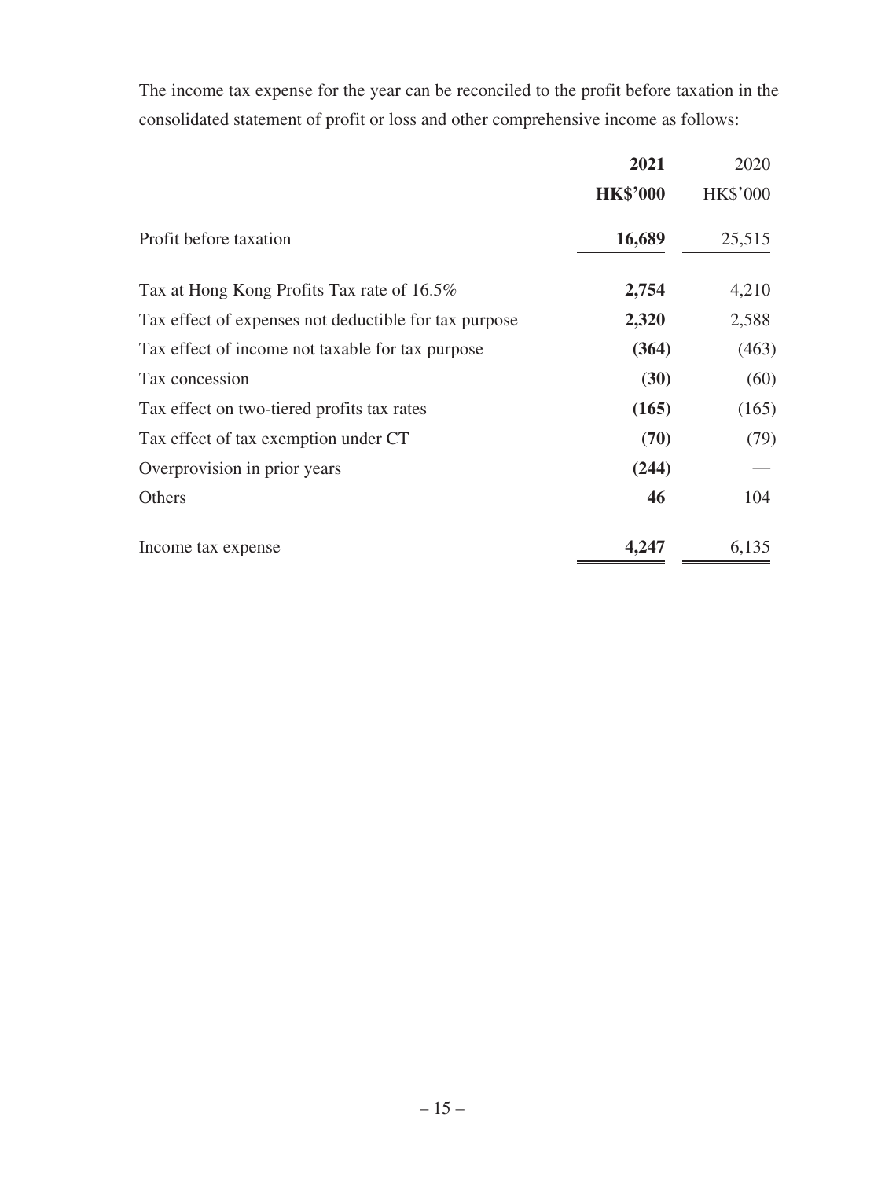The income tax expense for the year can be reconciled to the profit before taxation in the consolidated statement of profit or loss and other comprehensive income as follows:

| | **2021** | 2020 |
|---|---|---|
| | **HK$'000** | HK$'000 |
| Profit before taxation | **16,689** | 25,515 |
| Tax at Hong Kong Profits Tax rate of 16.5% | **2,754** | 4,210 |
| Tax effect of expenses not deductible for tax purpose | **2,320** | 2,588 |
| Tax effect of income not taxable for tax purpose | **(364)** | (463) |
| Tax concession | **(30)** | (60) |
| Tax effect on two-tiered profits tax rates | **(165)** | (165) |
| Tax effect of tax exemption under CT | **(70)** | (79) |
| Overprovision in prior years | **(244)** | — |
| Others | **46** | 104 |
| Income tax expense | **4,247** | 6,135 |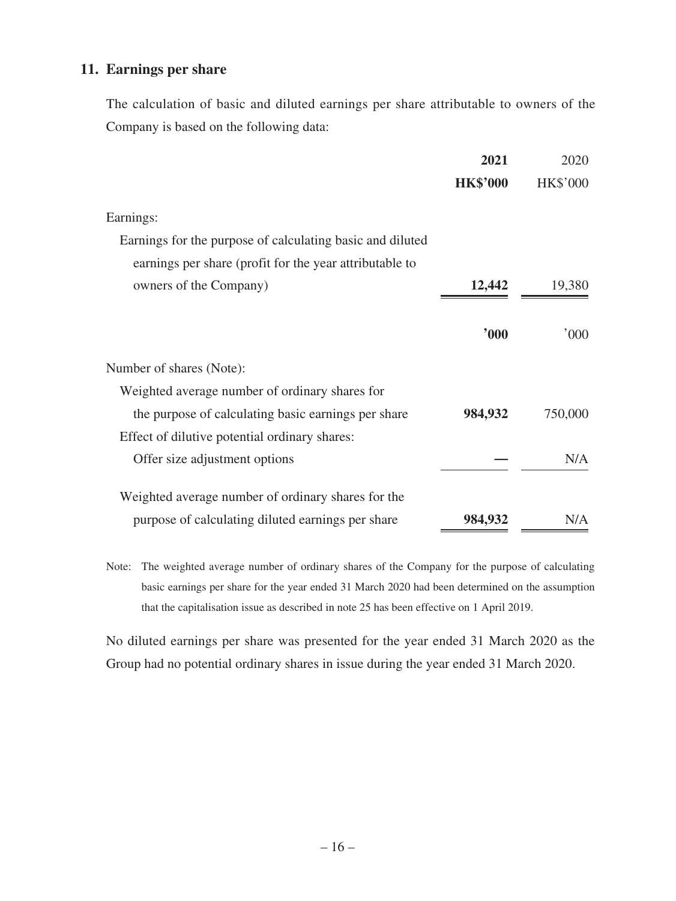## 11. Earnings per share

The calculation of basic and diluted earnings per share attributable to owners of the Company is based on the following data:

| | **2021** | 2020 |
|---|---|---|
| | **HK$'000** | HK$'000 |
| Earnings: | | |
| Earnings for the purpose of calculating basic and diluted earnings per share (profit for the year attributable to owners of the Company) | **12,442** | 19,380 |
| | **'000** | '000 |
| Number of shares (Note): | | |
| Weighted average number of ordinary shares for the purpose of calculating basic earnings per share | **984,932** | 750,000 |
| Effect of dilutive potential ordinary shares: | | |
| Offer size adjustment options | **—** | N/A |
| Weighted average number of ordinary shares for the purpose of calculating diluted earnings per share | **984,932** | N/A |

Note: The weighted average number of ordinary shares of the Company for the purpose of calculating basic earnings per share for the year ended 31 March 2020 had been determined on the assumption that the capitalisation issue as described in note 25 has been effective on 1 April 2019.

No diluted earnings per share was presented for the year ended 31 March 2020 as the Group had no potential ordinary shares in issue during the year ended 31 March 2020.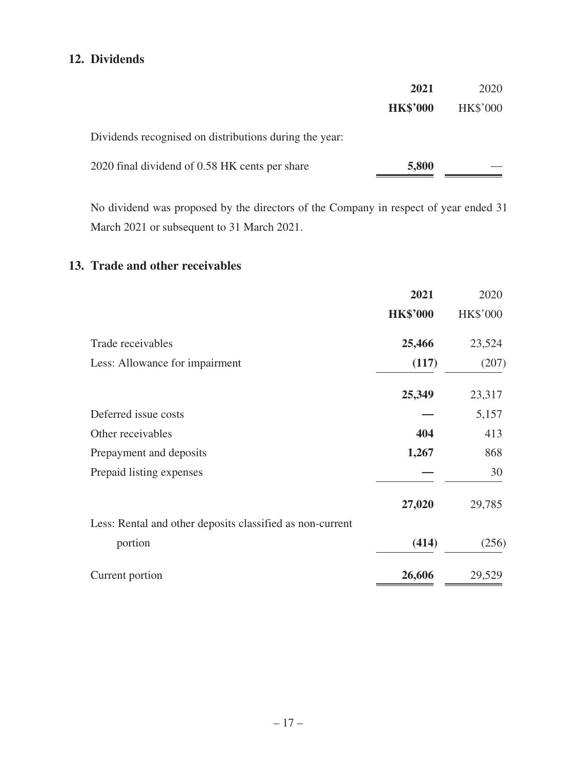## 12. Dividends

| | 2021 | 2020 |
|---|---|---|
| | HK$'000 | HK$'000 |
| Dividends recognised on distributions during the year: | | |
| 2020 final dividend of 0.58 HK cents per share | **5,800** | — |

No dividend was proposed by the directors of the Company in respect of year ended 31 March 2021 or subsequent to 31 March 2021.

## 13. Trade and other receivables

| | 2021 | 2020 |
|---|---|---|
| | HK$'000 | HK$'000 |
| Trade receivables | **25,466** | 23,524 |
| Less: Allowance for impairment | **(117)** | (207) |
| | **25,349** | 23,317 |
| Deferred issue costs | **—** | 5,157 |
| Other receivables | **404** | 413 |
| Prepayment and deposits | **1,267** | 868 |
| Prepaid listing expenses | **—** | 30 |
| | **27,020** | 29,785 |
| Less: Rental and other deposits classified as non-current portion | **(414)** | (256) |
| Current portion | **26,606** | 29,529 |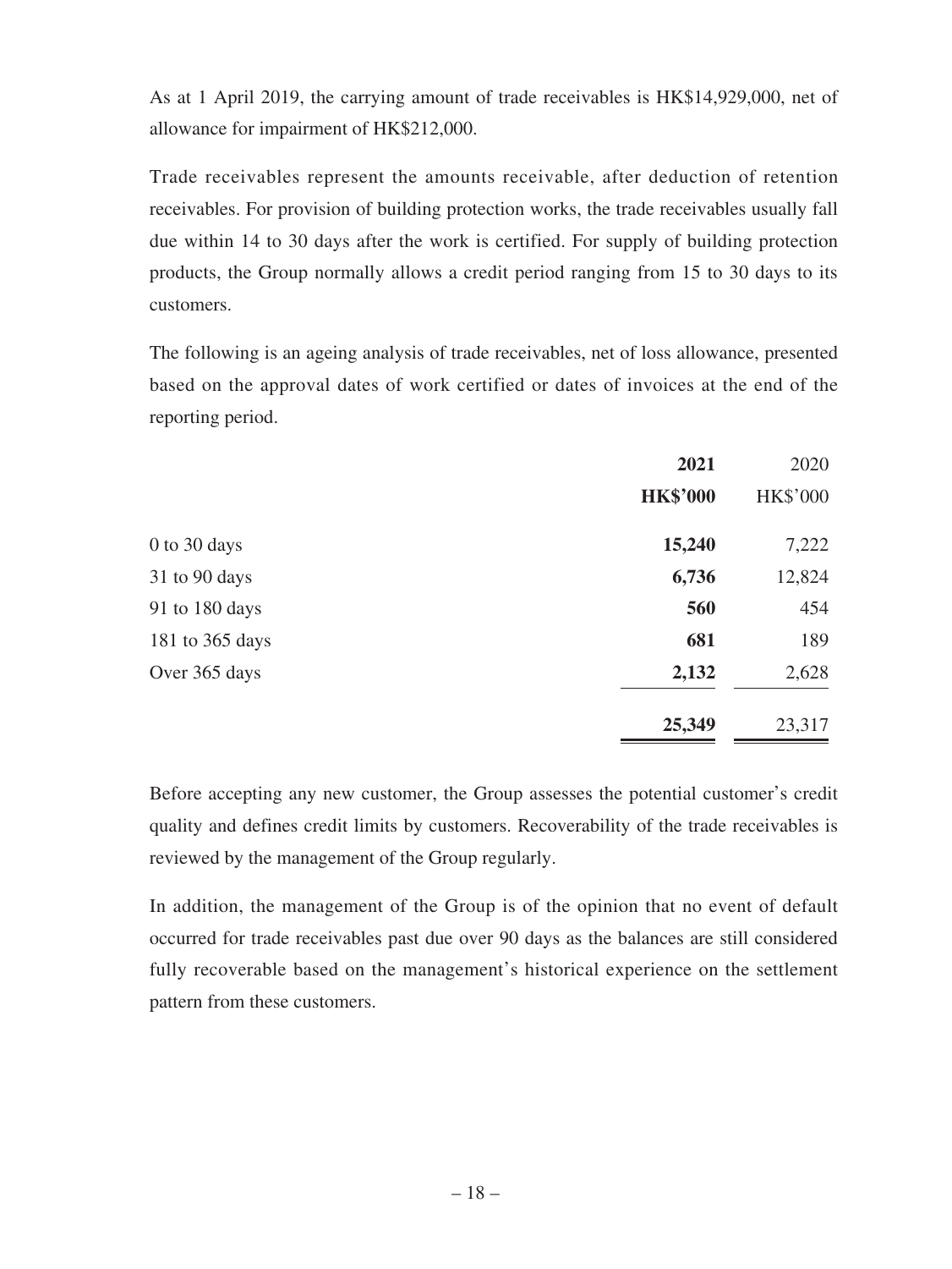As at 1 April 2019, the carrying amount of trade receivables is HK$14,929,000, net of allowance for impairment of HK$212,000.

Trade receivables represent the amounts receivable, after deduction of retention receivables. For provision of building protection works, the trade receivables usually fall due within 14 to 30 days after the work is certified. For supply of building protection products, the Group normally allows a credit period ranging from 15 to 30 days to its customers.

The following is an ageing analysis of trade receivables, net of loss allowance, presented based on the approval dates of work certified or dates of invoices at the end of the reporting period.

| | **2021** | 2020 |
|---|---|---|
| | **HK$'000** | HK$'000 |
| 0 to 30 days | **15,240** | 7,222 |
| 31 to 90 days | **6,736** | 12,824 |
| 91 to 180 days | **560** | 454 |
| 181 to 365 days | **681** | 189 |
| Over 365 days | **2,132** | 2,628 |
| | **25,349** | 23,317 |

Before accepting any new customer, the Group assesses the potential customer's credit quality and defines credit limits by customers. Recoverability of the trade receivables is reviewed by the management of the Group regularly.

In addition, the management of the Group is of the opinion that no event of default occurred for trade receivables past due over 90 days as the balances are still considered fully recoverable based on the management's historical experience on the settlement pattern from these customers.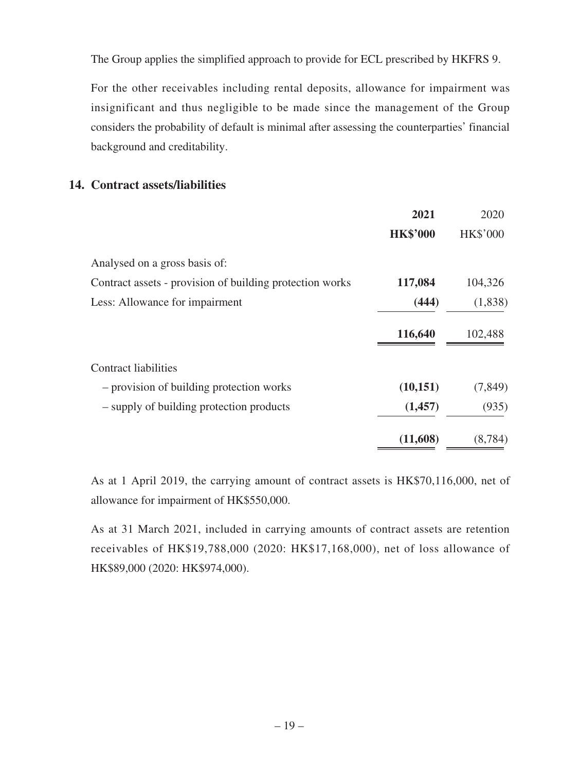The Group applies the simplified approach to provide for ECL prescribed by HKFRS 9.

For the other receivables including rental deposits, allowance for impairment was insignificant and thus negligible to be made since the management of the Group considers the probability of default is minimal after assessing the counterparties' financial background and creditability.

## 14. Contract assets/liabilities

| | **2021** | 2020 |
|---|---|---|
| | **HK$'000** | HK$'000 |
| Analysed on a gross basis of: | | |
| Contract assets - provision of building protection works | **117,084** | 104,326 |
| Less: Allowance for impairment | **(444)** | (1,838) |
| | **116,640** | 102,488 |
| Contract liabilities | | |
| – provision of building protection works | **(10,151)** | (7,849) |
| – supply of building protection products | **(1,457)** | (935) |
| | **(11,608)** | (8,784) |

As at 1 April 2019, the carrying amount of contract assets is HK$70,116,000, net of allowance for impairment of HK$550,000.

As at 31 March 2021, included in carrying amounts of contract assets are retention receivables of HK$19,788,000 (2020: HK$17,168,000), net of loss allowance of HK$89,000 (2020: HK$974,000).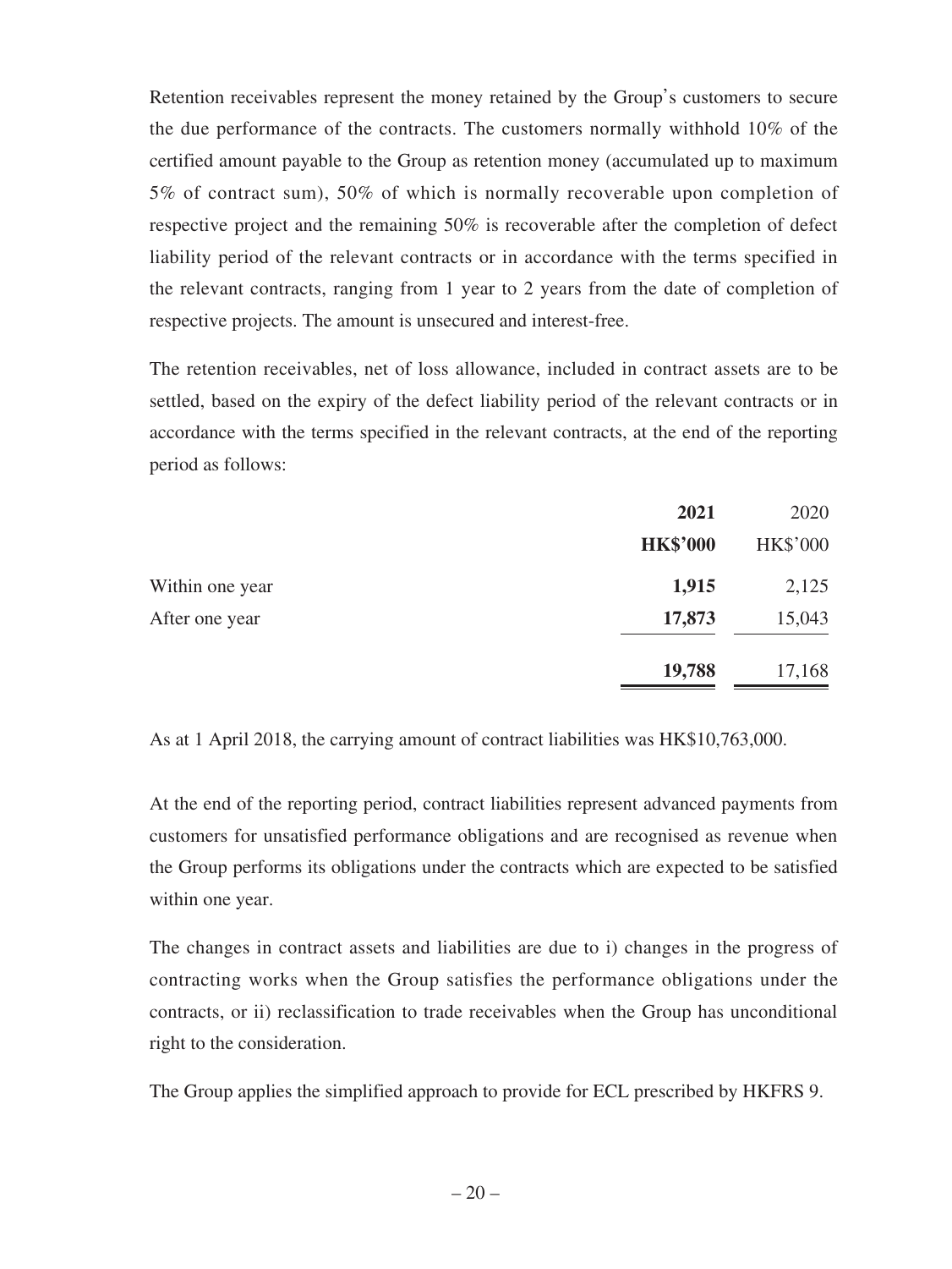Retention receivables represent the money retained by the Group's customers to secure the due performance of the contracts. The customers normally withhold 10% of the certified amount payable to the Group as retention money (accumulated up to maximum 5% of contract sum), 50% of which is normally recoverable upon completion of respective project and the remaining 50% is recoverable after the completion of defect liability period of the relevant contracts or in accordance with the terms specified in the relevant contracts, ranging from 1 year to 2 years from the date of completion of respective projects. The amount is unsecured and interest-free.

The retention receivables, net of loss allowance, included in contract assets are to be settled, based on the expiry of the defect liability period of the relevant contracts or in accordance with the terms specified in the relevant contracts, at the end of the reporting period as follows:

| | **2021** | 2020 |
|---|---|---|
| | **HK$'000** | HK$'000 |
| Within one year | **1,915** | 2,125 |
| After one year | **17,873** | 15,043 |
| | **19,788** | 17,168 |

As at 1 April 2018, the carrying amount of contract liabilities was HK$10,763,000.

At the end of the reporting period, contract liabilities represent advanced payments from customers for unsatisfied performance obligations and are recognised as revenue when the Group performs its obligations under the contracts which are expected to be satisfied within one year.

The changes in contract assets and liabilities are due to i) changes in the progress of contracting works when the Group satisfies the performance obligations under the contracts, or ii) reclassification to trade receivables when the Group has unconditional right to the consideration.

The Group applies the simplified approach to provide for ECL prescribed by HKFRS 9.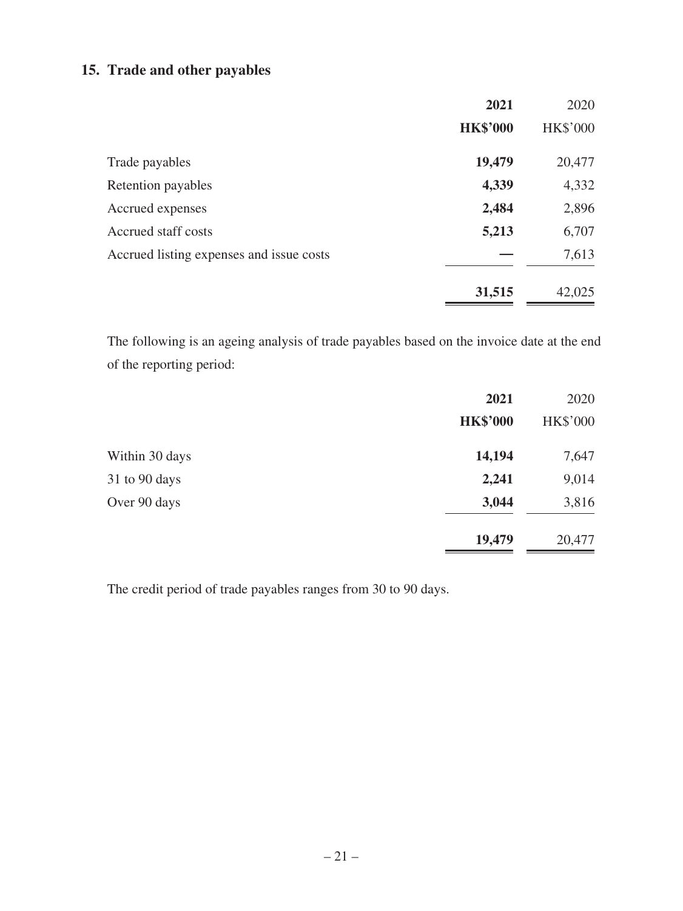## 15. Trade and other payables

| | 2021 | 2020 |
|---|---|---|
| | **HK$'000** | HK$'000 |
| Trade payables | **19,479** | 20,477 |
| Retention payables | **4,339** | 4,332 |
| Accrued expenses | **2,484** | 2,896 |
| Accrued staff costs | **5,213** | 6,707 |
| Accrued listing expenses and issue costs | **—** | 7,613 |
| | **31,515** | 42,025 |

The following is an ageing analysis of trade payables based on the invoice date at the end of the reporting period:

| | 2021 | 2020 |
|---|---|---|
| | **HK$'000** | HK$'000 |
| Within 30 days | **14,194** | 7,647 |
| 31 to 90 days | **2,241** | 9,014 |
| Over 90 days | **3,044** | 3,816 |
| | **19,479** | 20,477 |

The credit period of trade payables ranges from 30 to 90 days.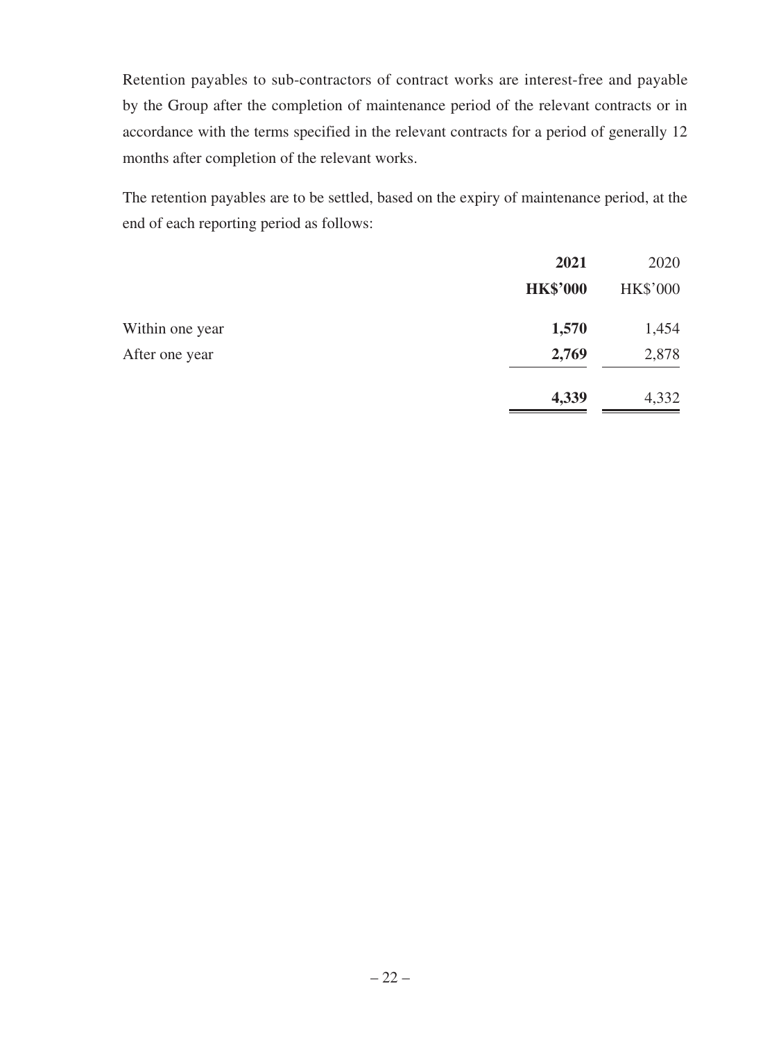Retention payables to sub-contractors of contract works are interest-free and payable by the Group after the completion of maintenance period of the relevant contracts or in accordance with the terms specified in the relevant contracts for a period of generally 12 months after completion of the relevant works.

The retention payables are to be settled, based on the expiry of maintenance period, at the end of each reporting period as follows:

| | **2021** | 2020 |
|---|---|---|
| | **HK\$'000** | HK\$'000 |
| Within one year | **1,570** | 1,454 |
| After one year | **2,769** | 2,878 |
| | **4,339** | 4,332 |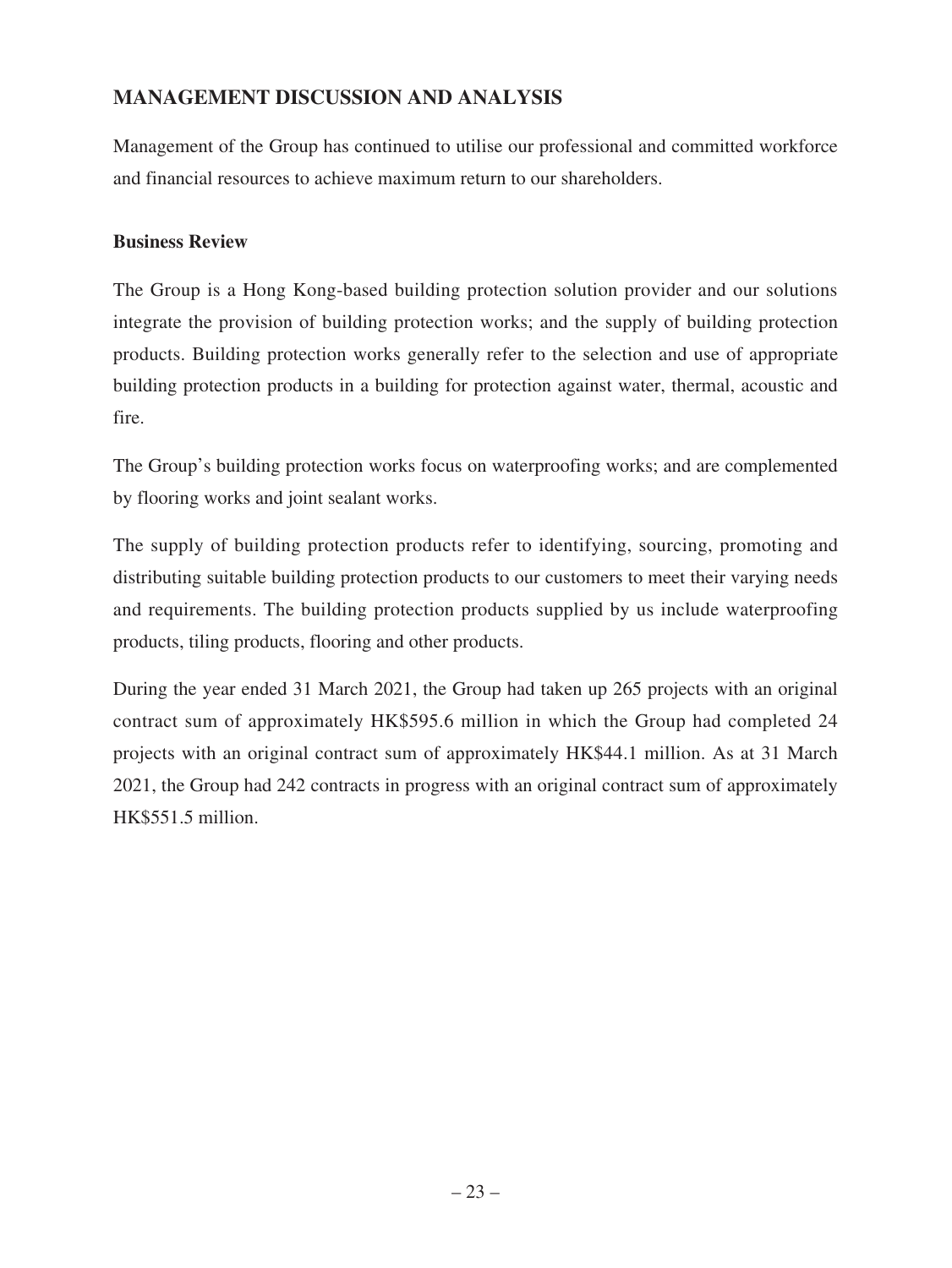## MANAGEMENT DISCUSSION AND ANALYSIS

Management of the Group has continued to utilise our professional and committed workforce and financial resources to achieve maximum return to our shareholders.

### Business Review

The Group is a Hong Kong-based building protection solution provider and our solutions integrate the provision of building protection works; and the supply of building protection products. Building protection works generally refer to the selection and use of appropriate building protection products in a building for protection against water, thermal, acoustic and fire.

The Group's building protection works focus on waterproofing works; and are complemented by flooring works and joint sealant works.

The supply of building protection products refer to identifying, sourcing, promoting and distributing suitable building protection products to our customers to meet their varying needs and requirements. The building protection products supplied by us include waterproofing products, tiling products, flooring and other products.

During the year ended 31 March 2021, the Group had taken up 265 projects with an original contract sum of approximately HK$595.6 million in which the Group had completed 24 projects with an original contract sum of approximately HK$44.1 million. As at 31 March 2021, the Group had 242 contracts in progress with an original contract sum of approximately HK$551.5 million.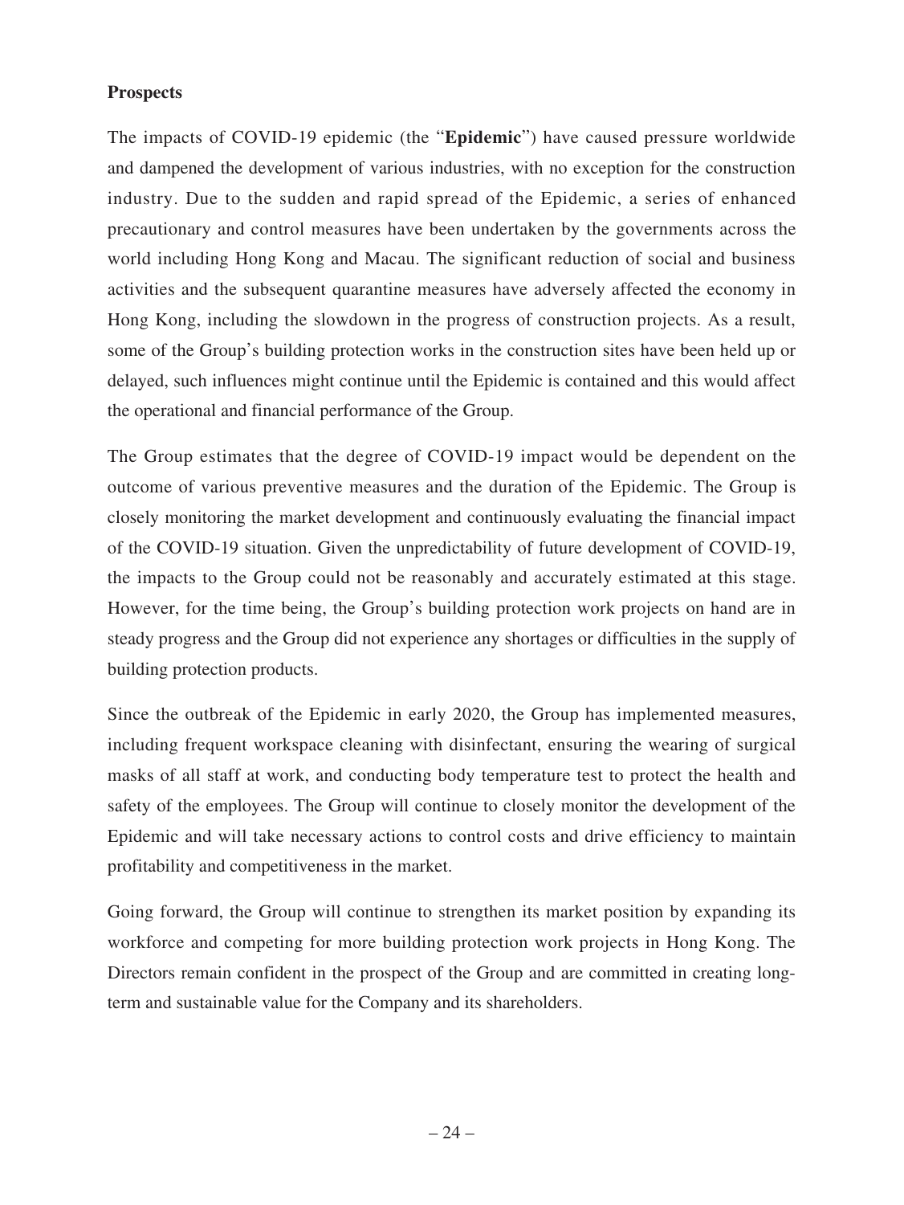**Prospects**

The impacts of COVID-19 epidemic (the "**Epidemic**") have caused pressure worldwide and dampened the development of various industries, with no exception for the construction industry. Due to the sudden and rapid spread of the Epidemic, a series of enhanced precautionary and control measures have been undertaken by the governments across the world including Hong Kong and Macau. The significant reduction of social and business activities and the subsequent quarantine measures have adversely affected the economy in Hong Kong, including the slowdown in the progress of construction projects. As a result, some of the Group's building protection works in the construction sites have been held up or delayed, such influences might continue until the Epidemic is contained and this would affect the operational and financial performance of the Group.

The Group estimates that the degree of COVID-19 impact would be dependent on the outcome of various preventive measures and the duration of the Epidemic. The Group is closely monitoring the market development and continuously evaluating the financial impact of the COVID-19 situation. Given the unpredictability of future development of COVID-19, the impacts to the Group could not be reasonably and accurately estimated at this stage. However, for the time being, the Group's building protection work projects on hand are in steady progress and the Group did not experience any shortages or difficulties in the supply of building protection products.

Since the outbreak of the Epidemic in early 2020, the Group has implemented measures, including frequent workspace cleaning with disinfectant, ensuring the wearing of surgical masks of all staff at work, and conducting body temperature test to protect the health and safety of the employees. The Group will continue to closely monitor the development of the Epidemic and will take necessary actions to control costs and drive efficiency to maintain profitability and competitiveness in the market.

Going forward, the Group will continue to strengthen its market position by expanding its workforce and competing for more building protection work projects in Hong Kong. The Directors remain confident in the prospect of the Group and are committed in creating long-term and sustainable value for the Company and its shareholders.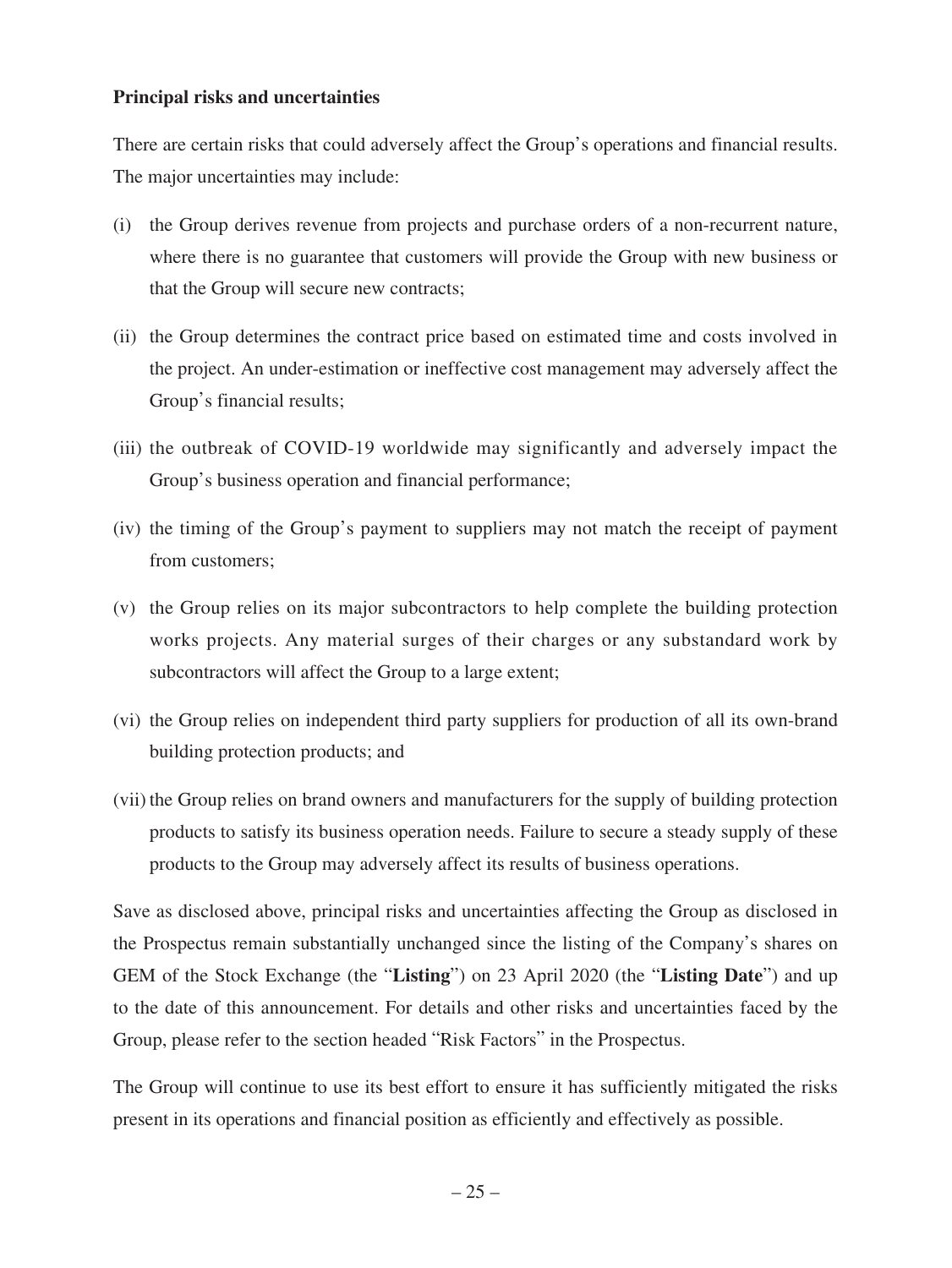**Principal risks and uncertainties**

There are certain risks that could adversely affect the Group's operations and financial results. The major uncertainties may include:

(i) the Group derives revenue from projects and purchase orders of a non-recurrent nature, where there is no guarantee that customers will provide the Group with new business or that the Group will secure new contracts;

(ii) the Group determines the contract price based on estimated time and costs involved in the project. An under-estimation or ineffective cost management may adversely affect the Group's financial results;

(iii) the outbreak of COVID-19 worldwide may significantly and adversely impact the Group's business operation and financial performance;

(iv) the timing of the Group's payment to suppliers may not match the receipt of payment from customers;

(v) the Group relies on its major subcontractors to help complete the building protection works projects. Any material surges of their charges or any substandard work by subcontractors will affect the Group to a large extent;

(vi) the Group relies on independent third party suppliers for production of all its own-brand building protection products; and

(vii) the Group relies on brand owners and manufacturers for the supply of building protection products to satisfy its business operation needs. Failure to secure a steady supply of these products to the Group may adversely affect its results of business operations.

Save as disclosed above, principal risks and uncertainties affecting the Group as disclosed in the Prospectus remain substantially unchanged since the listing of the Company's shares on GEM of the Stock Exchange (the "**Listing**") on 23 April 2020 (the "**Listing Date**") and up to the date of this announcement. For details and other risks and uncertainties faced by the Group, please refer to the section headed "Risk Factors" in the Prospectus.

The Group will continue to use its best effort to ensure it has sufficiently mitigated the risks present in its operations and financial position as efficiently and effectively as possible.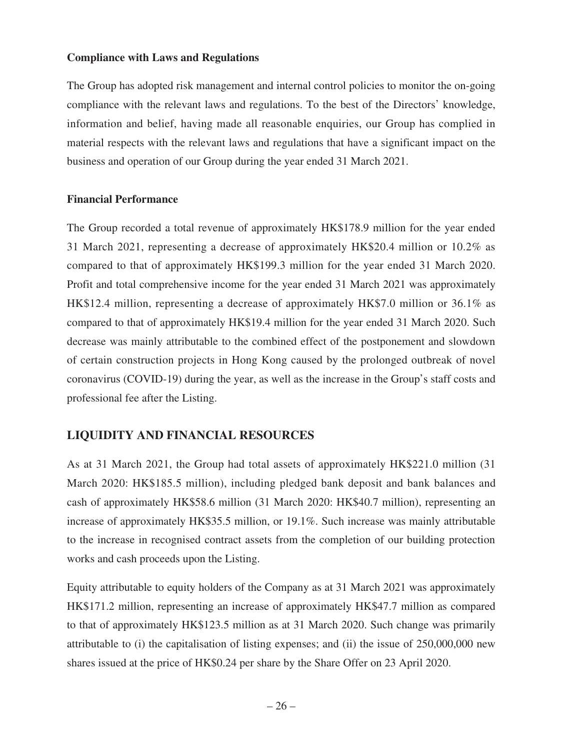### Compliance with Laws and Regulations

The Group has adopted risk management and internal control policies to monitor the on-going compliance with the relevant laws and regulations. To the best of the Directors' knowledge, information and belief, having made all reasonable enquiries, our Group has complied in material respects with the relevant laws and regulations that have a significant impact on the business and operation of our Group during the year ended 31 March 2021.

### Financial Performance

The Group recorded a total revenue of approximately HK$178.9 million for the year ended 31 March 2021, representing a decrease of approximately HK$20.4 million or 10.2% as compared to that of approximately HK$199.3 million for the year ended 31 March 2020. Profit and total comprehensive income for the year ended 31 March 2021 was approximately HK$12.4 million, representing a decrease of approximately HK$7.0 million or 36.1% as compared to that of approximately HK$19.4 million for the year ended 31 March 2020. Such decrease was mainly attributable to the combined effect of the postponement and slowdown of certain construction projects in Hong Kong caused by the prolonged outbreak of novel coronavirus (COVID-19) during the year, as well as the increase in the Group's staff costs and professional fee after the Listing.

## LIQUIDITY AND FINANCIAL RESOURCES

As at 31 March 2021, the Group had total assets of approximately HK$221.0 million (31 March 2020: HK$185.5 million), including pledged bank deposit and bank balances and cash of approximately HK$58.6 million (31 March 2020: HK$40.7 million), representing an increase of approximately HK$35.5 million, or 19.1%. Such increase was mainly attributable to the increase in recognised contract assets from the completion of our building protection works and cash proceeds upon the Listing.

Equity attributable to equity holders of the Company as at 31 March 2021 was approximately HK$171.2 million, representing an increase of approximately HK$47.7 million as compared to that of approximately HK$123.5 million as at 31 March 2020. Such change was primarily attributable to (i) the capitalisation of listing expenses; and (ii) the issue of 250,000,000 new shares issued at the price of HK$0.24 per share by the Share Offer on 23 April 2020.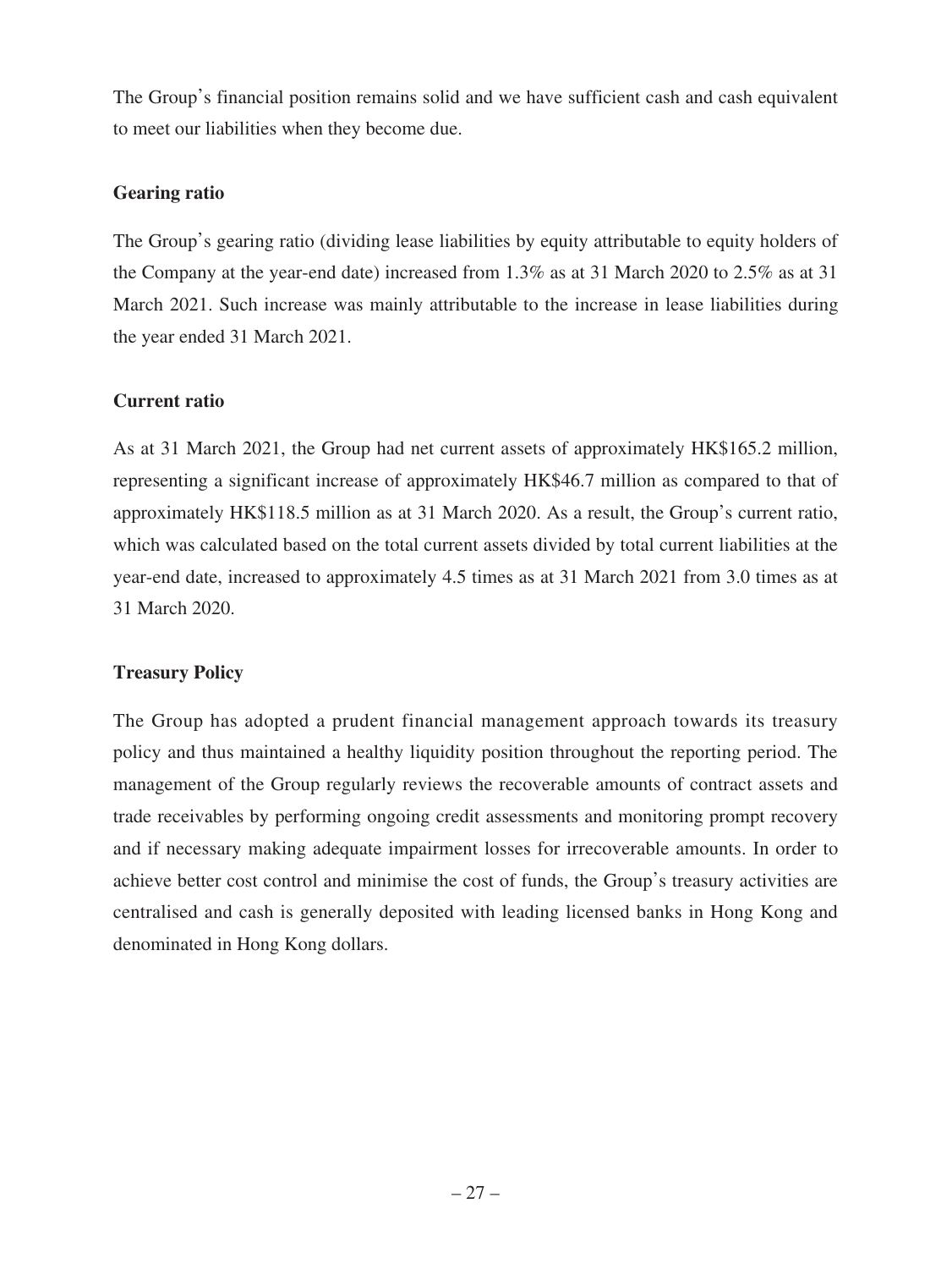The Group's financial position remains solid and we have sufficient cash and cash equivalent to meet our liabilities when they become due.

**Gearing ratio**

The Group's gearing ratio (dividing lease liabilities by equity attributable to equity holders of the Company at the year-end date) increased from 1.3% as at 31 March 2020 to 2.5% as at 31 March 2021. Such increase was mainly attributable to the increase in lease liabilities during the year ended 31 March 2021.

**Current ratio**

As at 31 March 2021, the Group had net current assets of approximately HK$165.2 million, representing a significant increase of approximately HK$46.7 million as compared to that of approximately HK$118.5 million as at 31 March 2020. As a result, the Group's current ratio, which was calculated based on the total current assets divided by total current liabilities at the year-end date, increased to approximately 4.5 times as at 31 March 2021 from 3.0 times as at 31 March 2020.

**Treasury Policy**

The Group has adopted a prudent financial management approach towards its treasury policy and thus maintained a healthy liquidity position throughout the reporting period. The management of the Group regularly reviews the recoverable amounts of contract assets and trade receivables by performing ongoing credit assessments and monitoring prompt recovery and if necessary making adequate impairment losses for irrecoverable amounts. In order to achieve better cost control and minimise the cost of funds, the Group's treasury activities are centralised and cash is generally deposited with leading licensed banks in Hong Kong and denominated in Hong Kong dollars.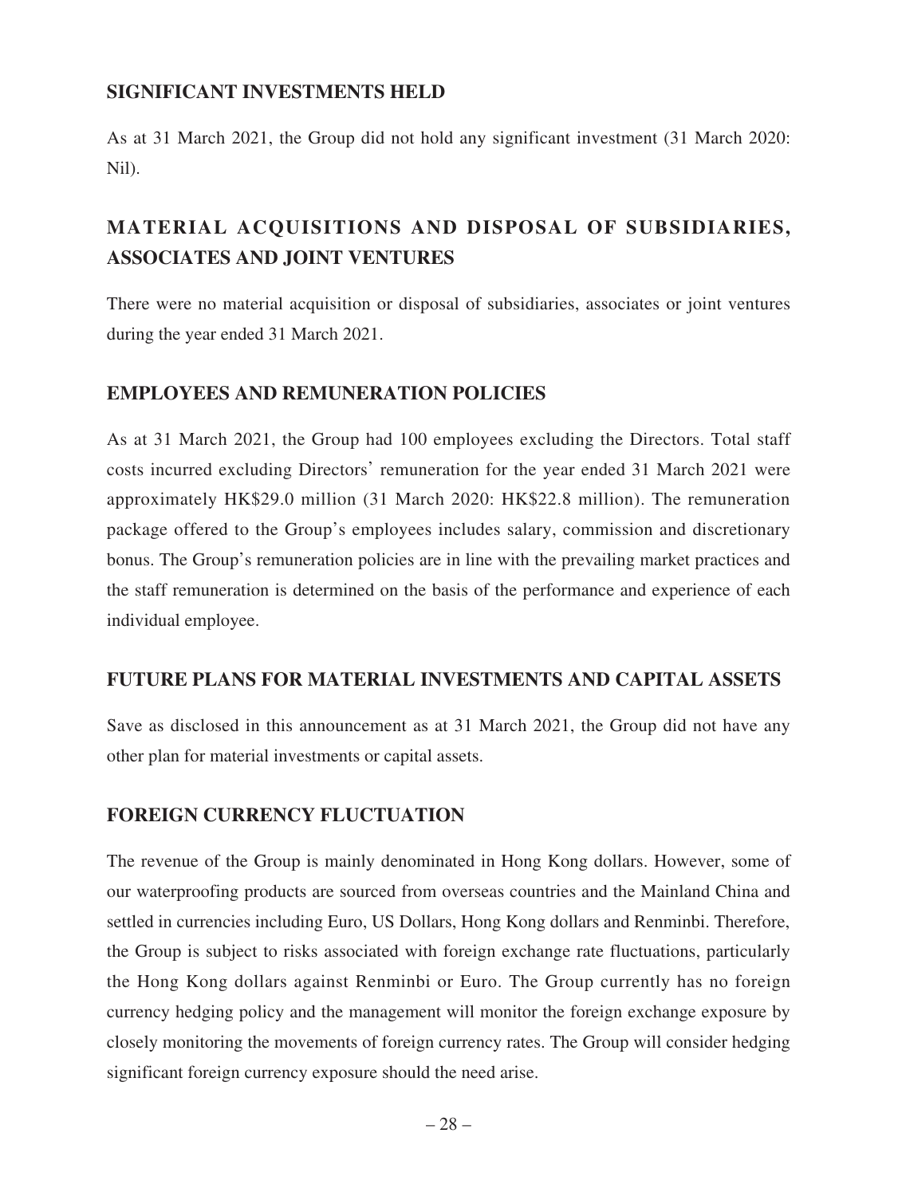## SIGNIFICANT INVESTMENTS HELD

As at 31 March 2021, the Group did not hold any significant investment (31 March 2020: Nil).

## MATERIAL ACQUISITIONS AND DISPOSAL OF SUBSIDIARIES, ASSOCIATES AND JOINT VENTURES

There were no material acquisition or disposal of subsidiaries, associates or joint ventures during the year ended 31 March 2021.

## EMPLOYEES AND REMUNERATION POLICIES

As at 31 March 2021, the Group had 100 employees excluding the Directors. Total staff costs incurred excluding Directors' remuneration for the year ended 31 March 2021 were approximately HK$29.0 million (31 March 2020: HK$22.8 million). The remuneration package offered to the Group's employees includes salary, commission and discretionary bonus. The Group's remuneration policies are in line with the prevailing market practices and the staff remuneration is determined on the basis of the performance and experience of each individual employee.

## FUTURE PLANS FOR MATERIAL INVESTMENTS AND CAPITAL ASSETS

Save as disclosed in this announcement as at 31 March 2021, the Group did not have any other plan for material investments or capital assets.

## FOREIGN CURRENCY FLUCTUATION

The revenue of the Group is mainly denominated in Hong Kong dollars. However, some of our waterproofing products are sourced from overseas countries and the Mainland China and settled in currencies including Euro, US Dollars, Hong Kong dollars and Renminbi. Therefore, the Group is subject to risks associated with foreign exchange rate fluctuations, particularly the Hong Kong dollars against Renminbi or Euro. The Group currently has no foreign currency hedging policy and the management will monitor the foreign exchange exposure by closely monitoring the movements of foreign currency rates. The Group will consider hedging significant foreign currency exposure should the need arise.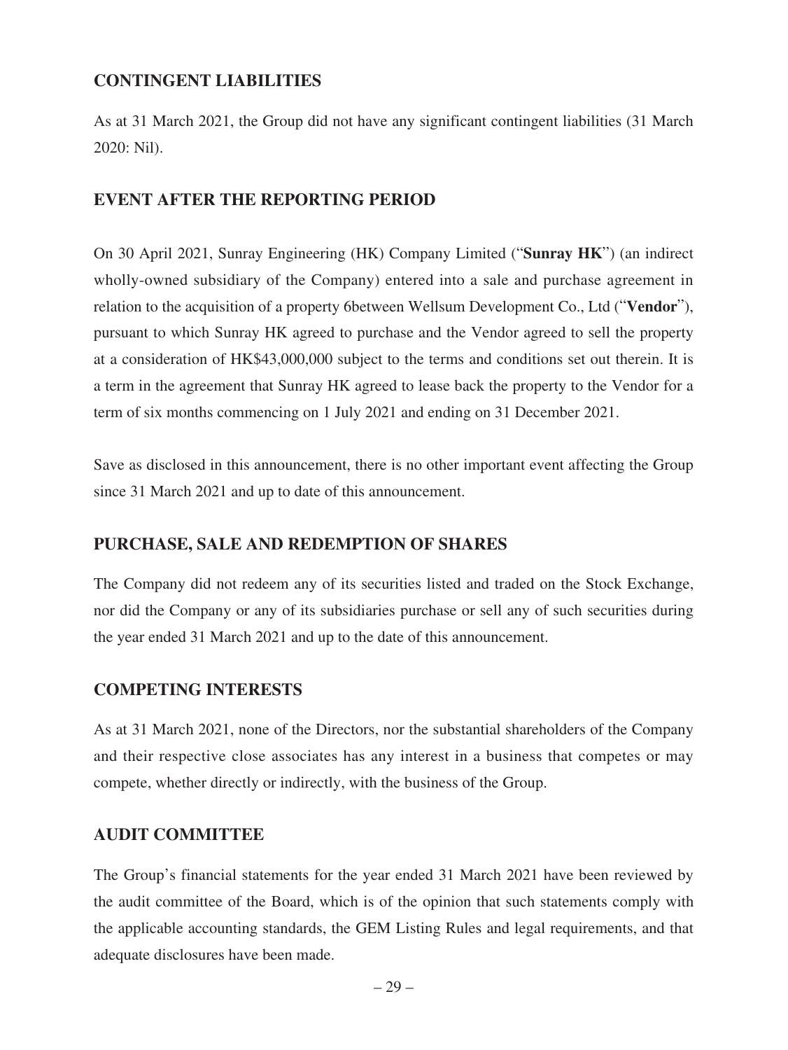## CONTINGENT LIABILITIES

As at 31 March 2021, the Group did not have any significant contingent liabilities (31 March 2020: Nil).

## EVENT AFTER THE REPORTING PERIOD

On 30 April 2021, Sunray Engineering (HK) Company Limited ("**Sunray HK**") (an indirect wholly-owned subsidiary of the Company) entered into a sale and purchase agreement in relation to the acquisition of a property 6between Wellsum Development Co., Ltd ("**Vendor**"), pursuant to which Sunray HK agreed to purchase and the Vendor agreed to sell the property at a consideration of HK$43,000,000 subject to the terms and conditions set out therein. It is a term in the agreement that Sunray HK agreed to lease back the property to the Vendor for a term of six months commencing on 1 July 2021 and ending on 31 December 2021.

Save as disclosed in this announcement, there is no other important event affecting the Group since 31 March 2021 and up to date of this announcement.

## PURCHASE, SALE AND REDEMPTION OF SHARES

The Company did not redeem any of its securities listed and traded on the Stock Exchange, nor did the Company or any of its subsidiaries purchase or sell any of such securities during the year ended 31 March 2021 and up to the date of this announcement.

## COMPETING INTERESTS

As at 31 March 2021, none of the Directors, nor the substantial shareholders of the Company and their respective close associates has any interest in a business that competes or may compete, whether directly or indirectly, with the business of the Group.

## AUDIT COMMITTEE

The Group's financial statements for the year ended 31 March 2021 have been reviewed by the audit committee of the Board, which is of the opinion that such statements comply with the applicable accounting standards, the GEM Listing Rules and legal requirements, and that adequate disclosures have been made.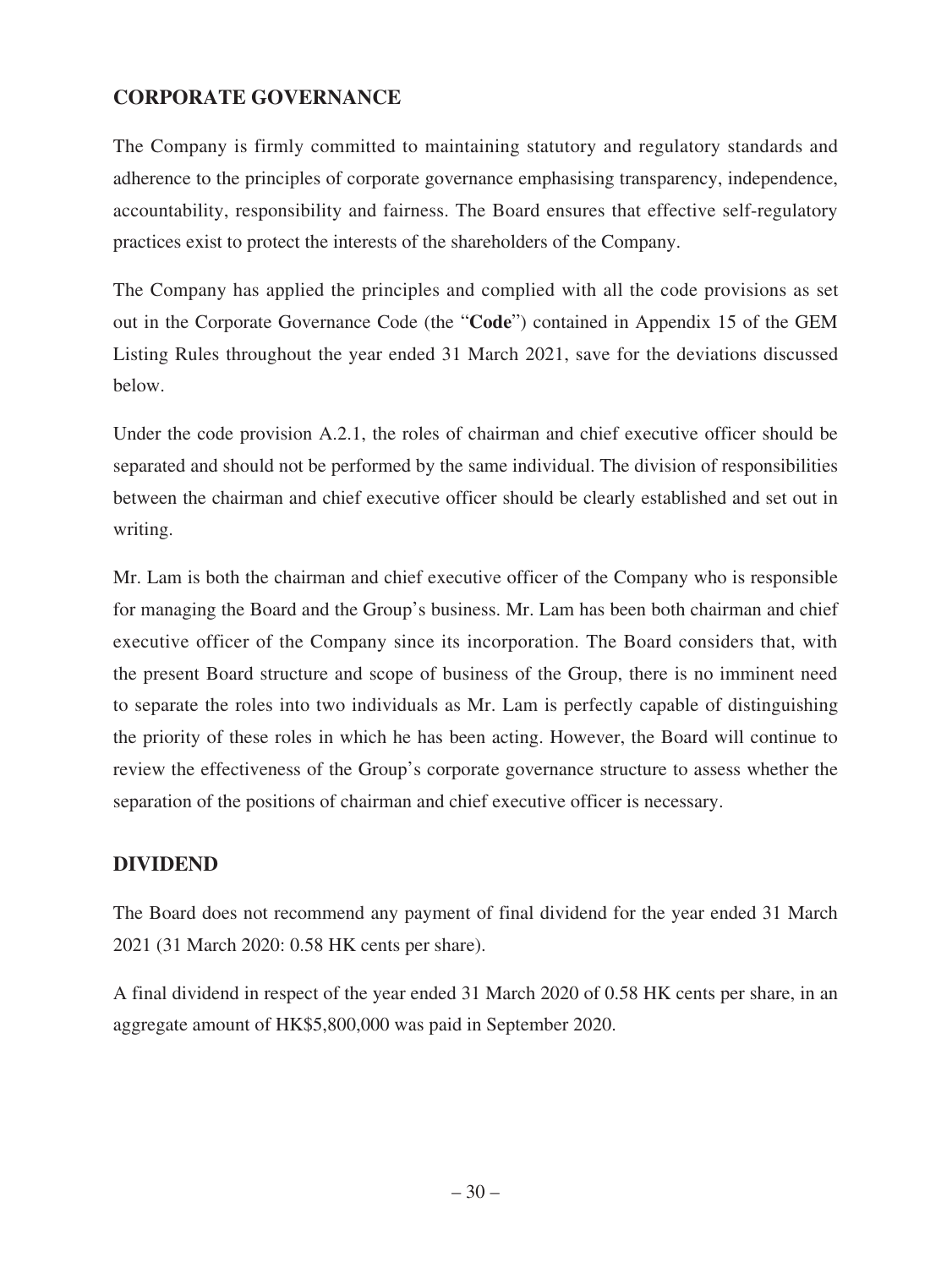## CORPORATE GOVERNANCE

The Company is firmly committed to maintaining statutory and regulatory standards and adherence to the principles of corporate governance emphasising transparency, independence, accountability, responsibility and fairness. The Board ensures that effective self-regulatory practices exist to protect the interests of the shareholders of the Company.

The Company has applied the principles and complied with all the code provisions as set out in the Corporate Governance Code (the "**Code**") contained in Appendix 15 of the GEM Listing Rules throughout the year ended 31 March 2021, save for the deviations discussed below.

Under the code provision A.2.1, the roles of chairman and chief executive officer should be separated and should not be performed by the same individual. The division of responsibilities between the chairman and chief executive officer should be clearly established and set out in writing.

Mr. Lam is both the chairman and chief executive officer of the Company who is responsible for managing the Board and the Group's business. Mr. Lam has been both chairman and chief executive officer of the Company since its incorporation. The Board considers that, with the present Board structure and scope of business of the Group, there is no imminent need to separate the roles into two individuals as Mr. Lam is perfectly capable of distinguishing the priority of these roles in which he has been acting. However, the Board will continue to review the effectiveness of the Group's corporate governance structure to assess whether the separation of the positions of chairman and chief executive officer is necessary.

## DIVIDEND

The Board does not recommend any payment of final dividend for the year ended 31 March 2021 (31 March 2020: 0.58 HK cents per share).

A final dividend in respect of the year ended 31 March 2020 of 0.58 HK cents per share, in an aggregate amount of HK$5,800,000 was paid in September 2020.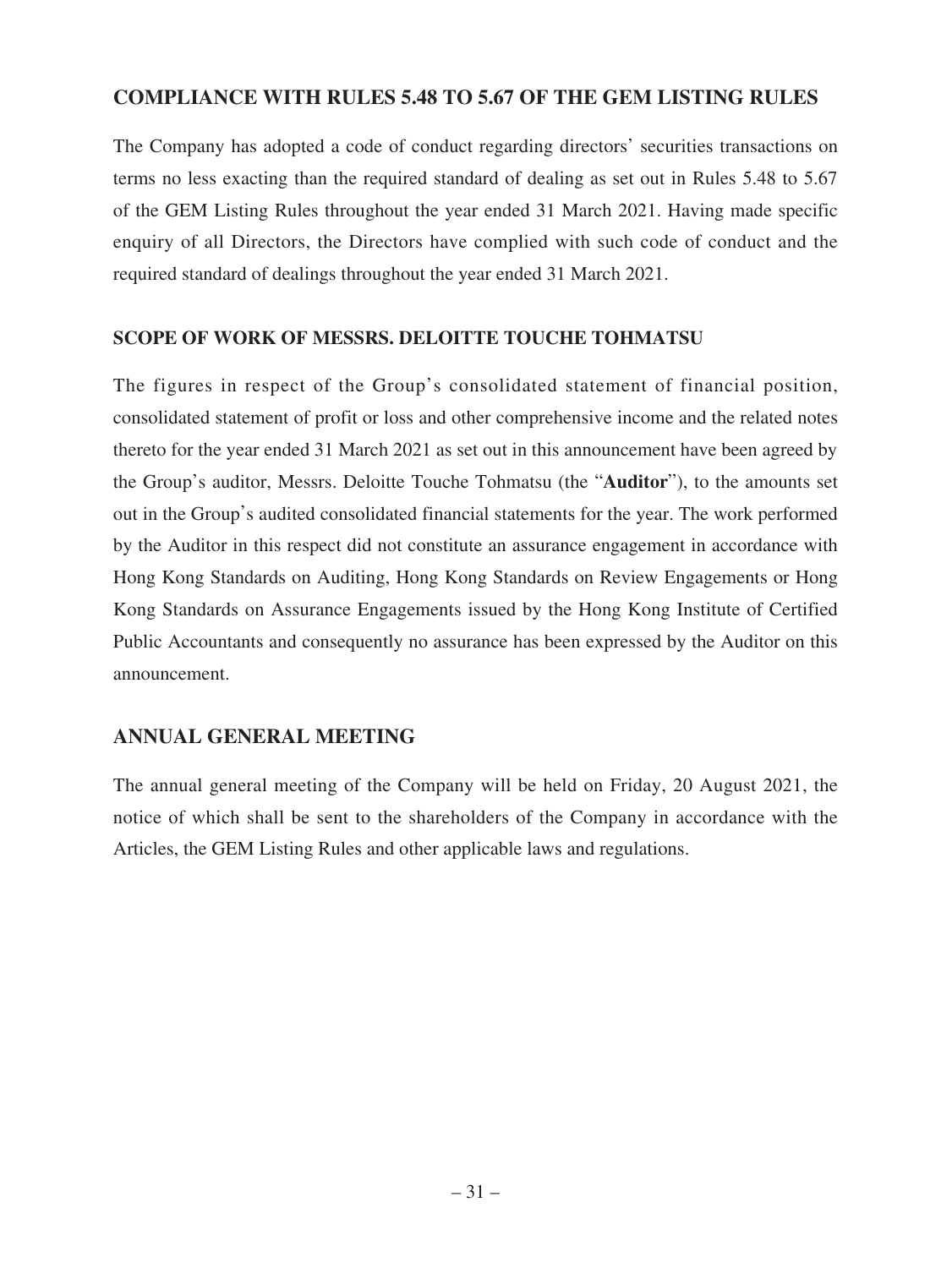## COMPLIANCE WITH RULES 5.48 TO 5.67 OF THE GEM LISTING RULES

The Company has adopted a code of conduct regarding directors' securities transactions on terms no less exacting than the required standard of dealing as set out in Rules 5.48 to 5.67 of the GEM Listing Rules throughout the year ended 31 March 2021. Having made specific enquiry of all Directors, the Directors have complied with such code of conduct and the required standard of dealings throughout the year ended 31 March 2021.

### SCOPE OF WORK OF MESSRS. DELOITTE TOUCHE TOHMATSU

The figures in respect of the Group's consolidated statement of financial position, consolidated statement of profit or loss and other comprehensive income and the related notes thereto for the year ended 31 March 2021 as set out in this announcement have been agreed by the Group's auditor, Messrs. Deloitte Touche Tohmatsu (the "**Auditor**"), to the amounts set out in the Group's audited consolidated financial statements for the year. The work performed by the Auditor in this respect did not constitute an assurance engagement in accordance with Hong Kong Standards on Auditing, Hong Kong Standards on Review Engagements or Hong Kong Standards on Assurance Engagements issued by the Hong Kong Institute of Certified Public Accountants and consequently no assurance has been expressed by the Auditor on this announcement.

## ANNUAL GENERAL MEETING

The annual general meeting of the Company will be held on Friday, 20 August 2021, the notice of which shall be sent to the shareholders of the Company in accordance with the Articles, the GEM Listing Rules and other applicable laws and regulations.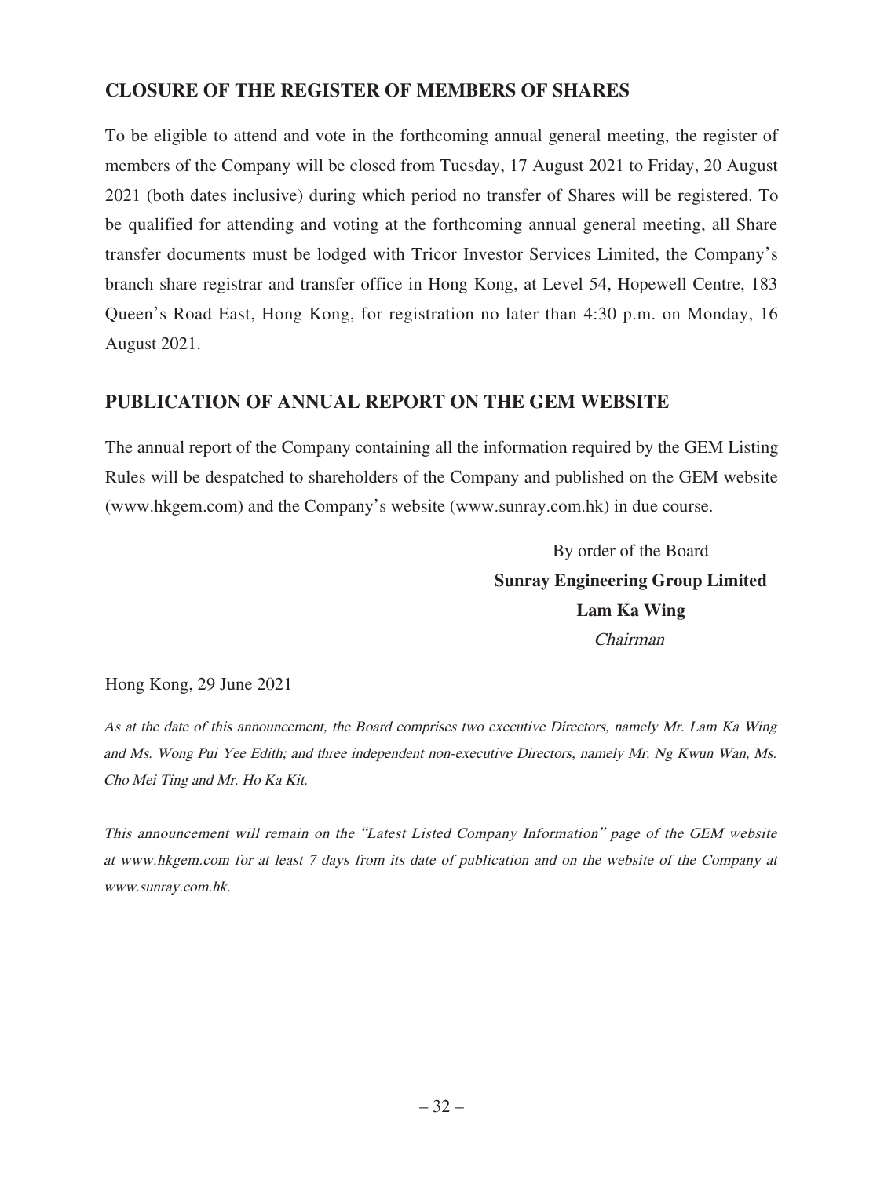## CLOSURE OF THE REGISTER OF MEMBERS OF SHARES

To be eligible to attend and vote in the forthcoming annual general meeting, the register of members of the Company will be closed from Tuesday, 17 August 2021 to Friday, 20 August 2021 (both dates inclusive) during which period no transfer of Shares will be registered. To be qualified for attending and voting at the forthcoming annual general meeting, all Share transfer documents must be lodged with Tricor Investor Services Limited, the Company's branch share registrar and transfer office in Hong Kong, at Level 54, Hopewell Centre, 183 Queen's Road East, Hong Kong, for registration no later than 4:30 p.m. on Monday, 16 August 2021.

## PUBLICATION OF ANNUAL REPORT ON THE GEM WEBSITE

The annual report of the Company containing all the information required by the GEM Listing Rules will be despatched to shareholders of the Company and published on the GEM website (www.hkgem.com) and the Company's website (www.sunray.com.hk) in due course.

By order of the Board
**Sunray Engineering Group Limited**
**Lam Ka Wing**
*Chairman*

Hong Kong, 29 June 2021

*As at the date of this announcement, the Board comprises two executive Directors, namely Mr. Lam Ka Wing and Ms. Wong Pui Yee Edith; and three independent non-executive Directors, namely Mr. Ng Kwun Wan, Ms. Cho Mei Ting and Mr. Ho Ka Kit.*

*This announcement will remain on the "Latest Listed Company Information" page of the GEM website at www.hkgem.com for at least 7 days from its date of publication and on the website of the Company at www.sunray.com.hk.*